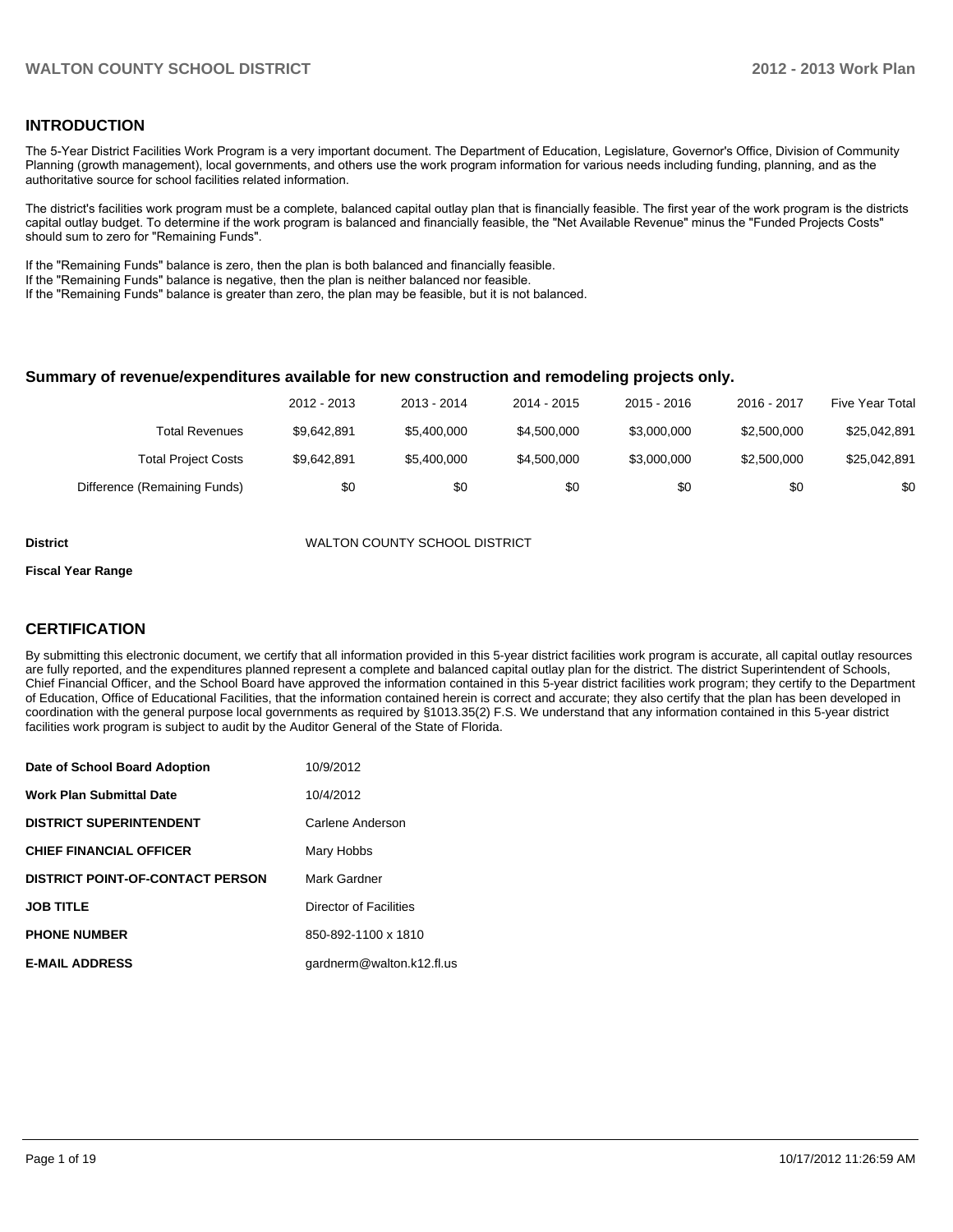## INTRODUCTION

The 5-Year District Facilities Work Program is a very important document. The Department of Education, Legislature, Governor's Office, Division of Community Planning (growth management), local governments, and others use the work program information for various needs including funding, planning, and as the authoritative source for school facilities related information.

The district's facilities work program must be a complete, balanced capital outlay plan that is financially feasible. The first year of the work program is the districts capital outlay budget. To determine if the work program is balanced and financially feasible, the "Net Available Revenue" minus the "Funded Projects Costs" should sum to zero for "Remaining Funds".

If the "Remaining Funds" balance is zero, then the plan is both balanced and financially feasible.
If the "Remaining Funds" balance is negative, then the plan is neither balanced nor feasible.
If the "Remaining Funds" balance is greater than zero, the plan may be feasible, but it is not balanced.

### Summary of revenue/expenditures available for new construction and remodeling projects only.

| | 2012 - 2013 | 2013 - 2014 | 2014 - 2015 | 2015 - 2016 | 2016 - 2017 | Five Year Total |
|---|---|---|---|---|---|---|
| Total Revenues | $9,642,891 | $5,400,000 | $4,500,000 | $3,000,000 | $2,500,000 | $25,042,891 |
| Total Project Costs | $9,642,891 | $5,400,000 | $4,500,000 | $3,000,000 | $2,500,000 | $25,042,891 |
| Difference (Remaining Funds) | $0 | $0 | $0 | $0 | $0 | $0 |

**District** WALTON COUNTY SCHOOL DISTRICT

**Fiscal Year Range**

## CERTIFICATION

By submitting this electronic document, we certify that all information provided in this 5-year district facilities work program is accurate, all capital outlay resources are fully reported, and the expenditures planned represent a complete and balanced capital outlay plan for the district. The district Superintendent of Schools, Chief Financial Officer, and the School Board have approved the information contained in this 5-year district facilities work program; they certify to the Department of Education, Office of Educational Facilities, that the information contained herein is correct and accurate; they also certify that the plan has been developed in coordination with the general purpose local governments as required by §1013.35(2) F.S. We understand that any information contained in this 5-year district facilities work program is subject to audit by the Auditor General of the State of Florida.

| | |
|---|---|
| **Date of School Board Adoption** | 10/9/2012 |
| **Work Plan Submittal Date** | 10/4/2012 |
| **DISTRICT SUPERINTENDENT** | Carlene Anderson |
| **CHIEF FINANCIAL OFFICER** | Mary Hobbs |
| **DISTRICT POINT-OF-CONTACT PERSON** | Mark Gardner |
| **JOB TITLE** | Director of Facilities |
| **PHONE NUMBER** | 850-892-1100 x 1810 |
| **E-MAIL ADDRESS** | gardnerm@walton.k12.fl.us |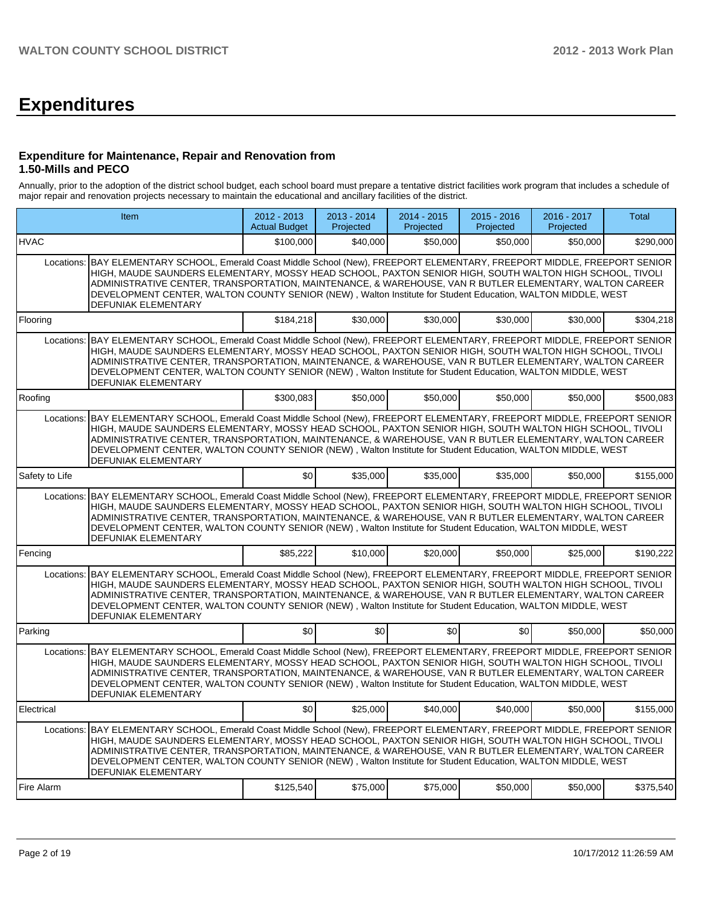# Expenditures

### Expenditure for Maintenance, Repair and Renovation from 1.50-Mills and PECO

Annually, prior to the adoption of the district school budget, each school board must prepare a tentative district facilities work program that includes a schedule of major repair and renovation projects necessary to maintain the educational and ancillary facilities of the district.

| Item | | 2012 - 2013 Actual Budget | 2013 - 2014 Projected | 2014 - 2015 Projected | 2015 - 2016 Projected | 2016 - 2017 Projected | Total |
|---|---|---|---|---|---|---|---|
| HVAC | | $100,000 | $40,000 | $50,000 | $50,000 | $50,000 | $290,000 |
| Locations: | BAY ELEMENTARY SCHOOL, Emerald Coast Middle School (New), FREEPORT ELEMENTARY, FREEPORT MIDDLE, FREEPORT SENIOR HIGH, MAUDE SAUNDERS ELEMENTARY, MOSSY HEAD SCHOOL, PAXTON SENIOR HIGH, SOUTH WALTON HIGH SCHOOL, TIVOLI ADMINISTRATIVE CENTER, TRANSPORTATION, MAINTENANCE, & WAREHOUSE, VAN R BUTLER ELEMENTARY, WALTON CAREER DEVELOPMENT CENTER, WALTON COUNTY SENIOR (NEW) , Walton Institute for Student Education, WALTON MIDDLE, WEST DEFUNIAK ELEMENTARY | | | | | | |
| Flooring | | $184,218 | $30,000 | $30,000 | $30,000 | $30,000 | $304,218 |
| Locations: | BAY ELEMENTARY SCHOOL, Emerald Coast Middle School (New), FREEPORT ELEMENTARY, FREEPORT MIDDLE, FREEPORT SENIOR HIGH, MAUDE SAUNDERS ELEMENTARY, MOSSY HEAD SCHOOL, PAXTON SENIOR HIGH, SOUTH WALTON HIGH SCHOOL, TIVOLI ADMINISTRATIVE CENTER, TRANSPORTATION, MAINTENANCE, & WAREHOUSE, VAN R BUTLER ELEMENTARY, WALTON CAREER DEVELOPMENT CENTER, WALTON COUNTY SENIOR (NEW) , Walton Institute for Student Education, WALTON MIDDLE, WEST DEFUNIAK ELEMENTARY | | | | | | |
| Roofing | | $300,083 | $50,000 | $50,000 | $50,000 | $50,000 | $500,083 |
| Locations: | BAY ELEMENTARY SCHOOL, Emerald Coast Middle School (New), FREEPORT ELEMENTARY, FREEPORT MIDDLE, FREEPORT SENIOR HIGH, MAUDE SAUNDERS ELEMENTARY, MOSSY HEAD SCHOOL, PAXTON SENIOR HIGH, SOUTH WALTON HIGH SCHOOL, TIVOLI ADMINISTRATIVE CENTER, TRANSPORTATION, MAINTENANCE, & WAREHOUSE, VAN R BUTLER ELEMENTARY, WALTON CAREER DEVELOPMENT CENTER, WALTON COUNTY SENIOR (NEW) , Walton Institute for Student Education, WALTON MIDDLE, WEST DEFUNIAK ELEMENTARY | | | | | | |
| Safety to Life | | $0 | $35,000 | $35,000 | $35,000 | $50,000 | $155,000 |
| Locations: | BAY ELEMENTARY SCHOOL, Emerald Coast Middle School (New), FREEPORT ELEMENTARY, FREEPORT MIDDLE, FREEPORT SENIOR HIGH, MAUDE SAUNDERS ELEMENTARY, MOSSY HEAD SCHOOL, PAXTON SENIOR HIGH, SOUTH WALTON HIGH SCHOOL, TIVOLI ADMINISTRATIVE CENTER, TRANSPORTATION, MAINTENANCE, & WAREHOUSE, VAN R BUTLER ELEMENTARY, WALTON CAREER DEVELOPMENT CENTER, WALTON COUNTY SENIOR (NEW) , Walton Institute for Student Education, WALTON MIDDLE, WEST DEFUNIAK ELEMENTARY | | | | | | |
| Fencing | | $85,222 | $10,000 | $20,000 | $50,000 | $25,000 | $190,222 |
| Locations: | BAY ELEMENTARY SCHOOL, Emerald Coast Middle School (New), FREEPORT ELEMENTARY, FREEPORT MIDDLE, FREEPORT SENIOR HIGH, MAUDE SAUNDERS ELEMENTARY, MOSSY HEAD SCHOOL, PAXTON SENIOR HIGH, SOUTH WALTON HIGH SCHOOL, TIVOLI ADMINISTRATIVE CENTER, TRANSPORTATION, MAINTENANCE, & WAREHOUSE, VAN R BUTLER ELEMENTARY, WALTON CAREER DEVELOPMENT CENTER, WALTON COUNTY SENIOR (NEW) , Walton Institute for Student Education, WALTON MIDDLE, WEST DEFUNIAK ELEMENTARY | | | | | | |
| Parking | | $0 | $0 | $0 | $0 | $50,000 | $50,000 |
| Locations: | BAY ELEMENTARY SCHOOL, Emerald Coast Middle School (New), FREEPORT ELEMENTARY, FREEPORT MIDDLE, FREEPORT SENIOR HIGH, MAUDE SAUNDERS ELEMENTARY, MOSSY HEAD SCHOOL, PAXTON SENIOR HIGH, SOUTH WALTON HIGH SCHOOL, TIVOLI ADMINISTRATIVE CENTER, TRANSPORTATION, MAINTENANCE, & WAREHOUSE, VAN R BUTLER ELEMENTARY, WALTON CAREER DEVELOPMENT CENTER, WALTON COUNTY SENIOR (NEW) , Walton Institute for Student Education, WALTON MIDDLE, WEST DEFUNIAK ELEMENTARY | | | | | | |
| Electrical | | $0 | $25,000 | $40,000 | $40,000 | $50,000 | $155,000 |
| Locations: | BAY ELEMENTARY SCHOOL, Emerald Coast Middle School (New), FREEPORT ELEMENTARY, FREEPORT MIDDLE, FREEPORT SENIOR HIGH, MAUDE SAUNDERS ELEMENTARY, MOSSY HEAD SCHOOL, PAXTON SENIOR HIGH, SOUTH WALTON HIGH SCHOOL, TIVOLI ADMINISTRATIVE CENTER, TRANSPORTATION, MAINTENANCE, & WAREHOUSE, VAN R BUTLER ELEMENTARY, WALTON CAREER DEVELOPMENT CENTER, WALTON COUNTY SENIOR (NEW) , Walton Institute for Student Education, WALTON MIDDLE, WEST DEFUNIAK ELEMENTARY | | | | | | |
| Fire Alarm | | $125,540 | $75,000 | $75,000 | $50,000 | $50,000 | $375,540 |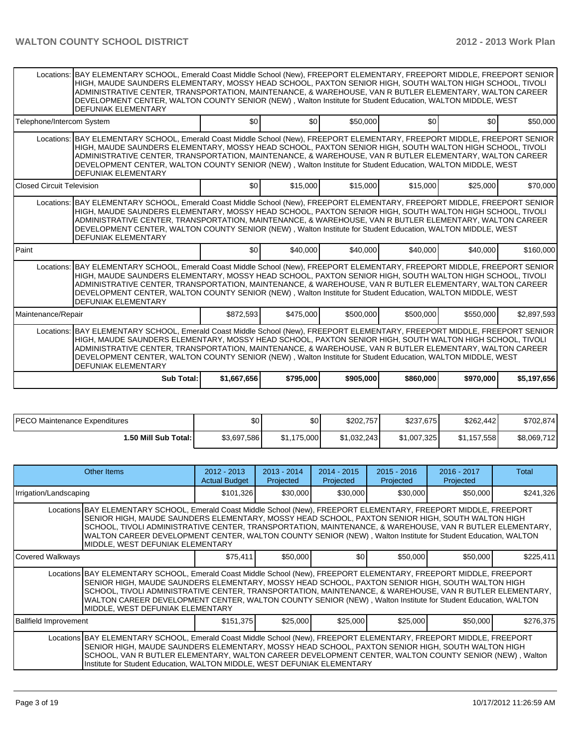| | | | | | | |
|---|---|---|---|---|---|---|
| Locations: | BAY ELEMENTARY SCHOOL, Emerald Coast Middle School (New), FREEPORT ELEMENTARY, FREEPORT MIDDLE, FREEPORT SENIOR HIGH, MAUDE SAUNDERS ELEMENTARY, MOSSY HEAD SCHOOL, PAXTON SENIOR HIGH, SOUTH WALTON HIGH SCHOOL, TIVOLI ADMINISTRATIVE CENTER, TRANSPORTATION, MAINTENANCE, & WAREHOUSE, VAN R BUTLER ELEMENTARY, WALTON CAREER DEVELOPMENT CENTER, WALTON COUNTY SENIOR (NEW) , Walton Institute for Student Education, WALTON MIDDLE, WEST DEFUNIAK ELEMENTARY | | | | | |
| Telephone/Intercom System | $0 | $0 | $50,000 | $0 | $0 | $50,000 |
| Locations: | BAY ELEMENTARY SCHOOL, Emerald Coast Middle School (New), FREEPORT ELEMENTARY, FREEPORT MIDDLE, FREEPORT SENIOR HIGH, MAUDE SAUNDERS ELEMENTARY, MOSSY HEAD SCHOOL, PAXTON SENIOR HIGH, SOUTH WALTON HIGH SCHOOL, TIVOLI ADMINISTRATIVE CENTER, TRANSPORTATION, MAINTENANCE, & WAREHOUSE, VAN R BUTLER ELEMENTARY, WALTON CAREER DEVELOPMENT CENTER, WALTON COUNTY SENIOR (NEW) , Walton Institute for Student Education, WALTON MIDDLE, WEST DEFUNIAK ELEMENTARY | | | | | |
| Closed Circuit Television | $0 | $15,000 | $15,000 | $15,000 | $25,000 | $70,000 |
| Locations: | BAY ELEMENTARY SCHOOL, Emerald Coast Middle School (New), FREEPORT ELEMENTARY, FREEPORT MIDDLE, FREEPORT SENIOR HIGH, MAUDE SAUNDERS ELEMENTARY, MOSSY HEAD SCHOOL, PAXTON SENIOR HIGH, SOUTH WALTON HIGH SCHOOL, TIVOLI ADMINISTRATIVE CENTER, TRANSPORTATION, MAINTENANCE, & WAREHOUSE, VAN R BUTLER ELEMENTARY, WALTON CAREER DEVELOPMENT CENTER, WALTON COUNTY SENIOR (NEW) , Walton Institute for Student Education, WALTON MIDDLE, WEST DEFUNIAK ELEMENTARY | | | | | |
| Paint | $0 | $40,000 | $40,000 | $40,000 | $40,000 | $160,000 |
| Locations: | BAY ELEMENTARY SCHOOL, Emerald Coast Middle School (New), FREEPORT ELEMENTARY, FREEPORT MIDDLE, FREEPORT SENIOR HIGH, MAUDE SAUNDERS ELEMENTARY, MOSSY HEAD SCHOOL, PAXTON SENIOR HIGH, SOUTH WALTON HIGH SCHOOL, TIVOLI ADMINISTRATIVE CENTER, TRANSPORTATION, MAINTENANCE, & WAREHOUSE, VAN R BUTLER ELEMENTARY, WALTON CAREER DEVELOPMENT CENTER, WALTON COUNTY SENIOR (NEW) , Walton Institute for Student Education, WALTON MIDDLE, WEST DEFUNIAK ELEMENTARY | | | | | |
| Maintenance/Repair | $872,593 | $475,000 | $500,000 | $500,000 | $550,000 | $2,897,593 |
| Locations: | BAY ELEMENTARY SCHOOL, Emerald Coast Middle School (New), FREEPORT ELEMENTARY, FREEPORT MIDDLE, FREEPORT SENIOR HIGH, MAUDE SAUNDERS ELEMENTARY, MOSSY HEAD SCHOOL, PAXTON SENIOR HIGH, SOUTH WALTON HIGH SCHOOL, TIVOLI ADMINISTRATIVE CENTER, TRANSPORTATION, MAINTENANCE, & WAREHOUSE, VAN R BUTLER ELEMENTARY, WALTON CAREER DEVELOPMENT CENTER, WALTON COUNTY SENIOR (NEW) , Walton Institute for Student Education, WALTON MIDDLE, WEST DEFUNIAK ELEMENTARY | | | | | |
| **Sub Total:** | **$1,667,656** | **$795,000** | **$905,000** | **$860,000** | **$970,000** | **$5,197,656** |

| | | | | | | |
|---|---|---|---|---|---|---|
| PECO Maintenance Expenditures | $0 | $0 | $202,757 | $237,675 | $262,442 | $702,874 |
| **1.50 Mill Sub Total:** | $3,697,586 | $1,175,000 | $1,032,243 | $1,007,325 | $1,157,558 | $8,069,712 |

| Other Items | 2012 - 2013 Actual Budget | 2013 - 2014 Projected | 2014 - 2015 Projected | 2015 - 2016 Projected | 2016 - 2017 Projected | Total |
|---|---|---|---|---|---|---|
| Irrigation/Landscaping | $101,326 | $30,000 | $30,000 | $30,000 | $50,000 | $241,326 |
| Locations | BAY ELEMENTARY SCHOOL, Emerald Coast Middle School (New), FREEPORT ELEMENTARY, FREEPORT MIDDLE, FREEPORT SENIOR HIGH, MAUDE SAUNDERS ELEMENTARY, MOSSY HEAD SCHOOL, PAXTON SENIOR HIGH, SOUTH WALTON HIGH SCHOOL, TIVOLI ADMINISTRATIVE CENTER, TRANSPORTATION, MAINTENANCE, & WAREHOUSE, VAN R BUTLER ELEMENTARY, WALTON CAREER DEVELOPMENT CENTER, WALTON COUNTY SENIOR (NEW) , Walton Institute for Student Education, WALTON MIDDLE, WEST DEFUNIAK ELEMENTARY | | | | | |
| Covered Walkways | $75,411 | $50,000 | $0 | $50,000 | $50,000 | $225,411 |
| Locations | BAY ELEMENTARY SCHOOL, Emerald Coast Middle School (New), FREEPORT ELEMENTARY, FREEPORT MIDDLE, FREEPORT SENIOR HIGH, MAUDE SAUNDERS ELEMENTARY, MOSSY HEAD SCHOOL, PAXTON SENIOR HIGH, SOUTH WALTON HIGH SCHOOL, TIVOLI ADMINISTRATIVE CENTER, TRANSPORTATION, MAINTENANCE, & WAREHOUSE, VAN R BUTLER ELEMENTARY, WALTON CAREER DEVELOPMENT CENTER, WALTON COUNTY SENIOR (NEW) , Walton Institute for Student Education, WALTON MIDDLE, WEST DEFUNIAK ELEMENTARY | | | | | |
| Ballfield Improvement | $151,375 | $25,000 | $25,000 | $25,000 | $50,000 | $276,375 |
| Locations | BAY ELEMENTARY SCHOOL, Emerald Coast Middle School (New), FREEPORT ELEMENTARY, FREEPORT MIDDLE, FREEPORT SENIOR HIGH, MAUDE SAUNDERS ELEMENTARY, MOSSY HEAD SCHOOL, PAXTON SENIOR HIGH, SOUTH WALTON HIGH SCHOOL, VAN R BUTLER ELEMENTARY, WALTON CAREER DEVELOPMENT CENTER, WALTON COUNTY SENIOR (NEW) , Walton Institute for Student Education, WALTON MIDDLE, WEST DEFUNIAK ELEMENTARY | | | | | |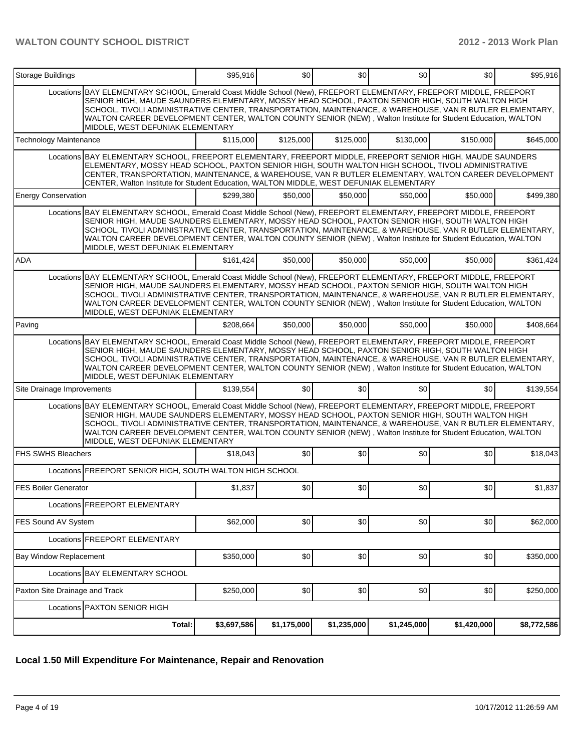| | | | | | | | |
|---|---|---|---|---|---|---|---|
| Storage Buildings | | $95,916 | $0 | $0 | $0 | $0 | $95,916 |
| | Locations | BAY ELEMENTARY SCHOOL, Emerald Coast Middle School (New), FREEPORT ELEMENTARY, FREEPORT MIDDLE, FREEPORT SENIOR HIGH, MAUDE SAUNDERS ELEMENTARY, MOSSY HEAD SCHOOL, PAXTON SENIOR HIGH, SOUTH WALTON HIGH SCHOOL, TIVOLI ADMINISTRATIVE CENTER, TRANSPORTATION, MAINTENANCE, & WAREHOUSE, VAN R BUTLER ELEMENTARY, WALTON CAREER DEVELOPMENT CENTER, WALTON COUNTY SENIOR (NEW) , Walton Institute for Student Education, WALTON MIDDLE, WEST DEFUNIAK ELEMENTARY | | | | | |
| Technology Maintenance | | $115,000 | $125,000 | $125,000 | $130,000 | $150,000 | $645,000 |
| | Locations | BAY ELEMENTARY SCHOOL, FREEPORT ELEMENTARY, FREEPORT MIDDLE, FREEPORT SENIOR HIGH, MAUDE SAUNDERS ELEMENTARY, MOSSY HEAD SCHOOL, PAXTON SENIOR HIGH, SOUTH WALTON HIGH SCHOOL, TIVOLI ADMINISTRATIVE CENTER, TRANSPORTATION, MAINTENANCE, & WAREHOUSE, VAN R BUTLER ELEMENTARY, WALTON CAREER DEVELOPMENT CENTER, Walton Institute for Student Education, WALTON MIDDLE, WEST DEFUNIAK ELEMENTARY | | | | | |
| Energy Conservation | | $299,380 | $50,000 | $50,000 | $50,000 | $50,000 | $499,380 |
| | Locations | BAY ELEMENTARY SCHOOL, Emerald Coast Middle School (New), FREEPORT ELEMENTARY, FREEPORT MIDDLE, FREEPORT SENIOR HIGH, MAUDE SAUNDERS ELEMENTARY, MOSSY HEAD SCHOOL, PAXTON SENIOR HIGH, SOUTH WALTON HIGH SCHOOL, TIVOLI ADMINISTRATIVE CENTER, TRANSPORTATION, MAINTENANCE, & WAREHOUSE, VAN R BUTLER ELEMENTARY, WALTON CAREER DEVELOPMENT CENTER, WALTON COUNTY SENIOR (NEW) , Walton Institute for Student Education, WALTON MIDDLE, WEST DEFUNIAK ELEMENTARY | | | | | |
| ADA | | $161,424 | $50,000 | $50,000 | $50,000 | $50,000 | $361,424 |
| | Locations | BAY ELEMENTARY SCHOOL, Emerald Coast Middle School (New), FREEPORT ELEMENTARY, FREEPORT MIDDLE, FREEPORT SENIOR HIGH, MAUDE SAUNDERS ELEMENTARY, MOSSY HEAD SCHOOL, PAXTON SENIOR HIGH, SOUTH WALTON HIGH SCHOOL, TIVOLI ADMINISTRATIVE CENTER, TRANSPORTATION, MAINTENANCE, & WAREHOUSE, VAN R BUTLER ELEMENTARY, WALTON CAREER DEVELOPMENT CENTER, WALTON COUNTY SENIOR (NEW) , Walton Institute for Student Education, WALTON MIDDLE, WEST DEFUNIAK ELEMENTARY | | | | | |
| Paving | | $208,664 | $50,000 | $50,000 | $50,000 | $50,000 | $408,664 |
| | Locations | BAY ELEMENTARY SCHOOL, Emerald Coast Middle School (New), FREEPORT ELEMENTARY, FREEPORT MIDDLE, FREEPORT SENIOR HIGH, MAUDE SAUNDERS ELEMENTARY, MOSSY HEAD SCHOOL, PAXTON SENIOR HIGH, SOUTH WALTON HIGH SCHOOL, TIVOLI ADMINISTRATIVE CENTER, TRANSPORTATION, MAINTENANCE, & WAREHOUSE, VAN R BUTLER ELEMENTARY, WALTON CAREER DEVELOPMENT CENTER, WALTON COUNTY SENIOR (NEW) , Walton Institute for Student Education, WALTON MIDDLE, WEST DEFUNIAK ELEMENTARY | | | | | |
| Site Drainage Improvements | | $139,554 | $0 | $0 | $0 | $0 | $139,554 |
| | Locations | BAY ELEMENTARY SCHOOL, Emerald Coast Middle School (New), FREEPORT ELEMENTARY, FREEPORT MIDDLE, FREEPORT SENIOR HIGH, MAUDE SAUNDERS ELEMENTARY, MOSSY HEAD SCHOOL, PAXTON SENIOR HIGH, SOUTH WALTON HIGH SCHOOL, TIVOLI ADMINISTRATIVE CENTER, TRANSPORTATION, MAINTENANCE, & WAREHOUSE, VAN R BUTLER ELEMENTARY, WALTON CAREER DEVELOPMENT CENTER, WALTON COUNTY SENIOR (NEW) , Walton Institute for Student Education, WALTON MIDDLE, WEST DEFUNIAK ELEMENTARY | | | | | |
| FHS SWHS Bleachers | | $18,043 | $0 | $0 | $0 | $0 | $18,043 |
| | Locations | FREEPORT SENIOR HIGH, SOUTH WALTON HIGH SCHOOL | | | | | |
| FES Boiler Generator | | $1,837 | $0 | $0 | $0 | $0 | $1,837 |
| | Locations | FREEPORT ELEMENTARY | | | | | |
| FES Sound AV System | | $62,000 | $0 | $0 | $0 | $0 | $62,000 |
| | Locations | FREEPORT ELEMENTARY | | | | | |
| Bay Window Replacement | | $350,000 | $0 | $0 | $0 | $0 | $350,000 |
| | Locations | BAY ELEMENTARY SCHOOL | | | | | |
| Paxton Site Drainage and Track | | $250,000 | $0 | $0 | $0 | $0 | $250,000 |
| | Locations | PAXTON SENIOR HIGH | | | | | |
| | **Total:** | **$3,697,586** | **$1,175,000** | **$1,235,000** | **$1,245,000** | **$1,420,000** | **$8,772,586** |

## Local 1.50 Mill Expenditure For Maintenance, Repair and Renovation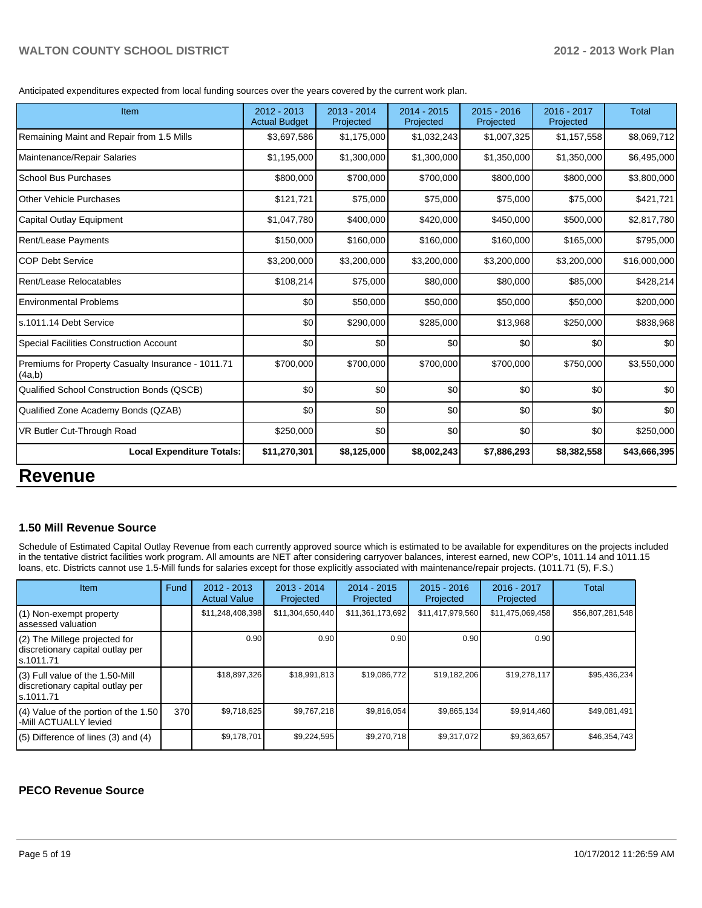Anticipated expenditures expected from local funding sources over the years covered by the current work plan.

| Item | 2012 - 2013 Actual Budget | 2013 - 2014 Projected | 2014 - 2015 Projected | 2015 - 2016 Projected | 2016 - 2017 Projected | Total |
|---|---|---|---|---|---|---|
| Remaining Maint and Repair from 1.5 Mills | $3,697,586 | $1,175,000 | $1,032,243 | $1,007,325 | $1,157,558 | $8,069,712 |
| Maintenance/Repair Salaries | $1,195,000 | $1,300,000 | $1,300,000 | $1,350,000 | $1,350,000 | $6,495,000 |
| School Bus Purchases | $800,000 | $700,000 | $700,000 | $800,000 | $800,000 | $3,800,000 |
| Other Vehicle Purchases | $121,721 | $75,000 | $75,000 | $75,000 | $75,000 | $421,721 |
| Capital Outlay Equipment | $1,047,780 | $400,000 | $420,000 | $450,000 | $500,000 | $2,817,780 |
| Rent/Lease Payments | $150,000 | $160,000 | $160,000 | $160,000 | $165,000 | $795,000 |
| COP Debt Service | $3,200,000 | $3,200,000 | $3,200,000 | $3,200,000 | $3,200,000 | $16,000,000 |
| Rent/Lease Relocatables | $108,214 | $75,000 | $80,000 | $80,000 | $85,000 | $428,214 |
| Environmental Problems | $0 | $50,000 | $50,000 | $50,000 | $50,000 | $200,000 |
| s.1011.14 Debt Service | $0 | $290,000 | $285,000 | $13,968 | $250,000 | $838,968 |
| Special Facilities Construction Account | $0 | $0 | $0 | $0 | $0 | $0 |
| Premiums for Property Casualty Insurance - 1011.71 (4a,b) | $700,000 | $700,000 | $700,000 | $700,000 | $750,000 | $3,550,000 |
| Qualified School Construction Bonds (QSCB) | $0 | $0 | $0 | $0 | $0 | $0 |
| Qualified Zone Academy Bonds (QZAB) | $0 | $0 | $0 | $0 | $0 | $0 |
| VR Butler Cut-Through Road | $250,000 | $0 | $0 | $0 | $0 | $250,000 |
| **Local Expenditure Totals:** | **$11,270,301** | **$8,125,000** | **$8,002,243** | **$7,886,293** | **$8,382,558** | **$43,666,395** |

# Revenue

### 1.50 Mill Revenue Source

Schedule of Estimated Capital Outlay Revenue from each currently approved source which is estimated to be available for expenditures on the projects included in the tentative district facilities work program. All amounts are NET after considering carryover balances, interest earned, new COP's, 1011.14 and 1011.15 loans, etc. Districts cannot use 1.5-Mill funds for salaries except for those explicitly associated with maintenance/repair projects. (1011.71 (5), F.S.)

| Item | Fund | 2012 - 2013 Actual Value | 2013 - 2014 Projected | 2014 - 2015 Projected | 2015 - 2016 Projected | 2016 - 2017 Projected | Total |
|---|---|---|---|---|---|---|---|
| (1) Non-exempt property assessed valuation | | $11,248,408,398 | $11,304,650,440 | $11,361,173,692 | $11,417,979,560 | $11,475,069,458 | $56,807,281,548 |
| (2) The Millege projected for discretionary capital outlay per s.1011.71 | | 0.90 | 0.90 | 0.90 | 0.90 | 0.90 | |
| (3) Full value of the 1.50-Mill discretionary capital outlay per s.1011.71 | | $18,897,326 | $18,991,813 | $19,086,772 | $19,182,206 | $19,278,117 | $95,436,234 |
| (4) Value of the portion of the 1.50 -Mill ACTUALLY levied | 370 | $9,718,625 | $9,767,218 | $9,816,054 | $9,865,134 | $9,914,460 | $49,081,491 |
| (5) Difference of lines (3) and (4) | | $9,178,701 | $9,224,595 | $9,270,718 | $9,317,072 | $9,363,657 | $46,354,743 |

### PECO Revenue Source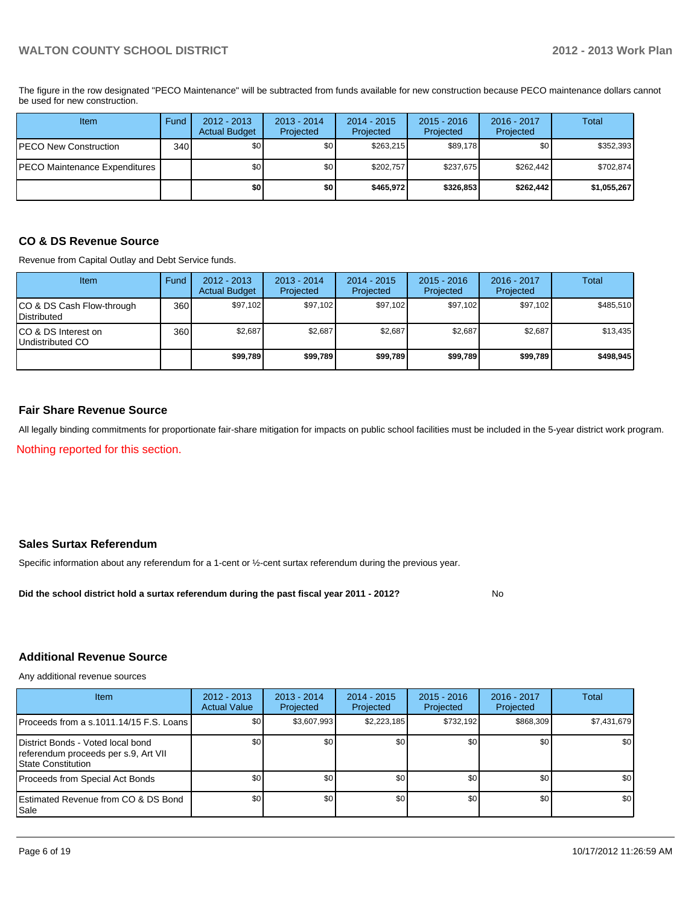The figure in the row designated "PECO Maintenance" will be subtracted from funds available for new construction because PECO maintenance dollars cannot be used for new construction.

| Item | Fund | 2012 - 2013 Actual Budget | 2013 - 2014 Projected | 2014 - 2015 Projected | 2015 - 2016 Projected | 2016 - 2017 Projected | Total |
|---|---|---|---|---|---|---|---|
| PECO New Construction | 340 | $0 | $0 | $263,215 | $89,178 | $0 | $352,393 |
| PECO Maintenance Expenditures | | $0 | $0 | $202,757 | $237,675 | $262,442 | $702,874 |
| | | **$0** | **$0** | **$465,972** | **$326,853** | **$262,442** | **$1,055,267** |

### CO & DS Revenue Source

Revenue from Capital Outlay and Debt Service funds.

| Item | Fund | 2012 - 2013 Actual Budget | 2013 - 2014 Projected | 2014 - 2015 Projected | 2015 - 2016 Projected | 2016 - 2017 Projected | Total |
|---|---|---|---|---|---|---|---|
| CO & DS Cash Flow-through Distributed | 360 | $97,102 | $97,102 | $97,102 | $97,102 | $97,102 | $485,510 |
| CO & DS Interest on Undistributed CO | 360 | $2,687 | $2,687 | $2,687 | $2,687 | $2,687 | $13,435 |
| | | **$99,789** | **$99,789** | **$99,789** | **$99,789** | **$99,789** | **$498,945** |

### Fair Share Revenue Source

All legally binding commitments for proportionate fair-share mitigation for impacts on public school facilities must be included in the 5-year district work program.

Nothing reported for this section.

### Sales Surtax Referendum

Specific information about any referendum for a 1-cent or ½-cent surtax referendum during the previous year.

**Did the school district hold a surtax referendum during the past fiscal year 2011 - 2012?** No

### Additional Revenue Source

Any additional revenue sources

| Item | 2012 - 2013 Actual Value | 2013 - 2014 Projected | 2014 - 2015 Projected | 2015 - 2016 Projected | 2016 - 2017 Projected | Total |
|---|---|---|---|---|---|---|
| Proceeds from a s.1011.14/15 F.S. Loans | $0 | $3,607,993 | $2,223,185 | $732,192 | $868,309 | $7,431,679 |
| District Bonds - Voted local bond referendum proceeds per s.9, Art VII State Constitution | $0 | $0 | $0 | $0 | $0 | $0 |
| Proceeds from Special Act Bonds | $0 | $0 | $0 | $0 | $0 | $0 |
| Estimated Revenue from CO & DS Bond Sale | $0 | $0 | $0 | $0 | $0 | $0 |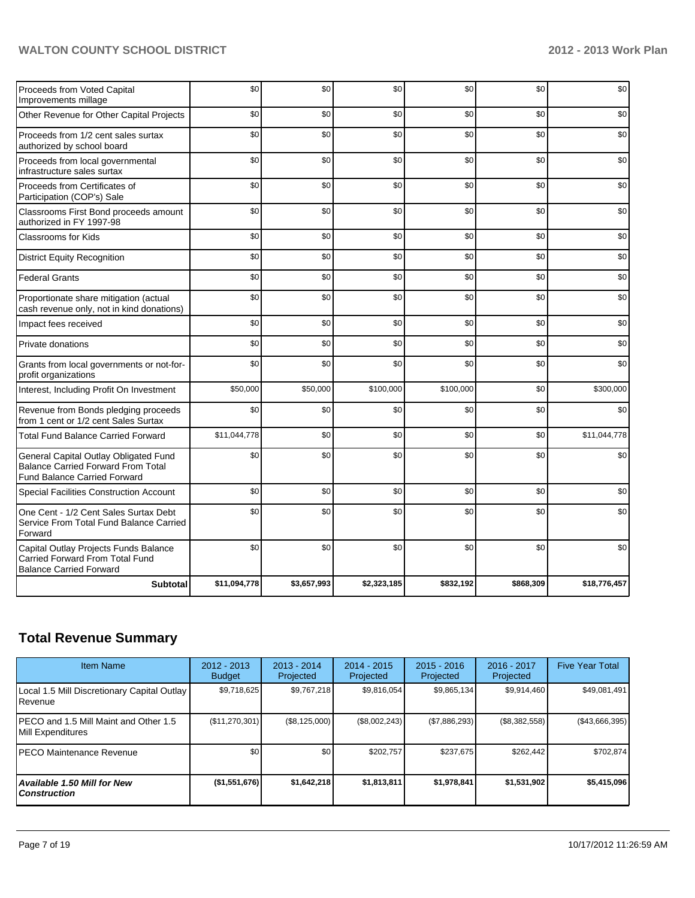| | | | | | | |
|---|---|---|---|---|---|---|
| Proceeds from Voted Capital Improvements millage | $0 | $0 | $0 | $0 | $0 | $0 |
| Other Revenue for Other Capital Projects | $0 | $0 | $0 | $0 | $0 | $0 |
| Proceeds from 1/2 cent sales surtax authorized by school board | $0 | $0 | $0 | $0 | $0 | $0 |
| Proceeds from local governmental infrastructure sales surtax | $0 | $0 | $0 | $0 | $0 | $0 |
| Proceeds from Certificates of Participation (COP's) Sale | $0 | $0 | $0 | $0 | $0 | $0 |
| Classrooms First Bond proceeds amount authorized in FY 1997-98 | $0 | $0 | $0 | $0 | $0 | $0 |
| Classrooms for Kids | $0 | $0 | $0 | $0 | $0 | $0 |
| District Equity Recognition | $0 | $0 | $0 | $0 | $0 | $0 |
| Federal Grants | $0 | $0 | $0 | $0 | $0 | $0 |
| Proportionate share mitigation (actual cash revenue only, not in kind donations) | $0 | $0 | $0 | $0 | $0 | $0 |
| Impact fees received | $0 | $0 | $0 | $0 | $0 | $0 |
| Private donations | $0 | $0 | $0 | $0 | $0 | $0 |
| Grants from local governments or not-for-profit organizations | $0 | $0 | $0 | $0 | $0 | $0 |
| Interest, Including Profit On Investment | $50,000 | $50,000 | $100,000 | $100,000 | $0 | $300,000 |
| Revenue from Bonds pledging proceeds from 1 cent or 1/2 cent Sales Surtax | $0 | $0 | $0 | $0 | $0 | $0 |
| Total Fund Balance Carried Forward | $11,044,778 | $0 | $0 | $0 | $0 | $11,044,778 |
| General Capital Outlay Obligated Fund Balance Carried Forward From Total Fund Balance Carried Forward | $0 | $0 | $0 | $0 | $0 | $0 |
| Special Facilities Construction Account | $0 | $0 | $0 | $0 | $0 | $0 |
| One Cent - 1/2 Cent Sales Surtax Debt Service From Total Fund Balance Carried Forward | $0 | $0 | $0 | $0 | $0 | $0 |
| Capital Outlay Projects Funds Balance Carried Forward From Total Fund Balance Carried Forward | $0 | $0 | $0 | $0 | $0 | $0 |
| **Subtotal** | **$11,094,778** | **$3,657,993** | **$2,323,185** | **$832,192** | **$868,309** | **$18,776,457** |

## Total Revenue Summary

| Item Name | 2012 - 2013 Budget | 2013 - 2014 Projected | 2014 - 2015 Projected | 2015 - 2016 Projected | 2016 - 2017 Projected | Five Year Total |
|---|---|---|---|---|---|---|
| Local 1.5 Mill Discretionary Capital Outlay Revenue | $9,718,625 | $9,767,218 | $9,816,054 | $9,865,134 | $9,914,460 | $49,081,491 |
| PECO and 1.5 Mill Maint and Other 1.5 Mill Expenditures | ($11,270,301) | ($8,125,000) | ($8,002,243) | ($7,886,293) | ($8,382,558) | ($43,666,395) |
| PECO Maintenance Revenue | $0 | $0 | $202,757 | $237,675 | $262,442 | $702,874 |
| ***Available 1.50 Mill for New Construction*** | **($1,551,676)** | **$1,642,218** | **$1,813,811** | **$1,978,841** | **$1,531,902** | **$5,415,096** |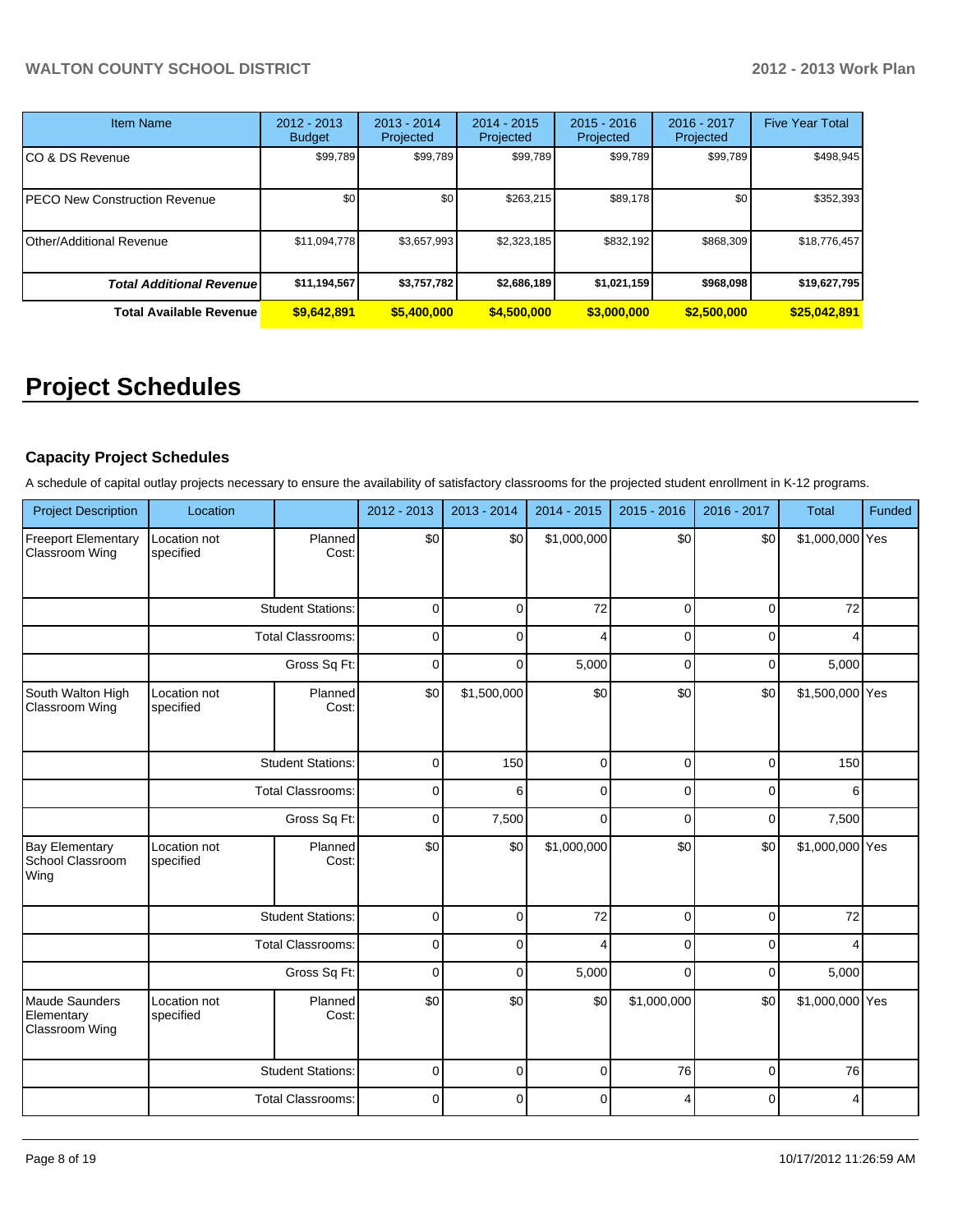| Item Name | 2012 - 2013 Budget | 2013 - 2014 Projected | 2014 - 2015 Projected | 2015 - 2016 Projected | 2016 - 2017 Projected | Five Year Total |
|---|---|---|---|---|---|---|
| CO & DS Revenue | $99,789 | $99,789 | $99,789 | $99,789 | $99,789 | $498,945 |
| PECO New Construction Revenue | $0 | $0 | $263,215 | $89,178 | $0 | $352,393 |
| Other/Additional Revenue | $11,094,778 | $3,657,993 | $2,323,185 | $832,192 | $868,309 | $18,776,457 |
| ***Total Additional Revenue*** | **$11,194,567** | **$3,757,782** | **$2,686,189** | **$1,021,159** | **$968,098** | **$19,627,795** |
| **Total Available Revenue** | **$9,642,891** | **$5,400,000** | **$4,500,000** | **$3,000,000** | **$2,500,000** | **$25,042,891** |

# Project Schedules

### Capacity Project Schedules

A schedule of capital outlay projects necessary to ensure the availability of satisfactory classrooms for the projected student enrollment in K-12 programs.

| Project Description | Location | | 2012 - 2013 | 2013 - 2014 | 2014 - 2015 | 2015 - 2016 | 2016 - 2017 | Total | Funded |
|---|---|---|---|---|---|---|---|---|---|
| Freeport Elementary Classroom Wing | Location not specified | Planned Cost: | $0 | $0 | $1,000,000 | $0 | $0 | $1,000,000 | Yes |
| | | Student Stations: | 0 | 0 | 72 | 0 | 0 | 72 | |
| | | Total Classrooms: | 0 | 0 | 4 | 0 | 0 | 4 | |
| | | Gross Sq Ft: | 0 | 0 | 5,000 | 0 | 0 | 5,000 | |
| South Walton High Classroom Wing | Location not specified | Planned Cost: | $0 | $1,500,000 | $0 | $0 | $0 | $1,500,000 | Yes |
| | | Student Stations: | 0 | 150 | 0 | 0 | 0 | 150 | |
| | | Total Classrooms: | 0 | 6 | 0 | 0 | 0 | 6 | |
| | | Gross Sq Ft: | 0 | 7,500 | 0 | 0 | 0 | 7,500 | |
| Bay Elementary School Classroom Wing | Location not specified | Planned Cost: | $0 | $0 | $1,000,000 | $0 | $0 | $1,000,000 | Yes |
| | | Student Stations: | 0 | 0 | 72 | 0 | 0 | 72 | |
| | | Total Classrooms: | 0 | 0 | 4 | 0 | 0 | 4 | |
| | | Gross Sq Ft: | 0 | 0 | 5,000 | 0 | 0 | 5,000 | |
| Maude Saunders Elementary Classroom Wing | Location not specified | Planned Cost: | $0 | $0 | $0 | $1,000,000 | $0 | $1,000,000 | Yes |
| | | Student Stations: | 0 | 0 | 0 | 76 | 0 | 76 | |
| | | Total Classrooms: | 0 | 0 | 0 | 4 | 0 | 4 | |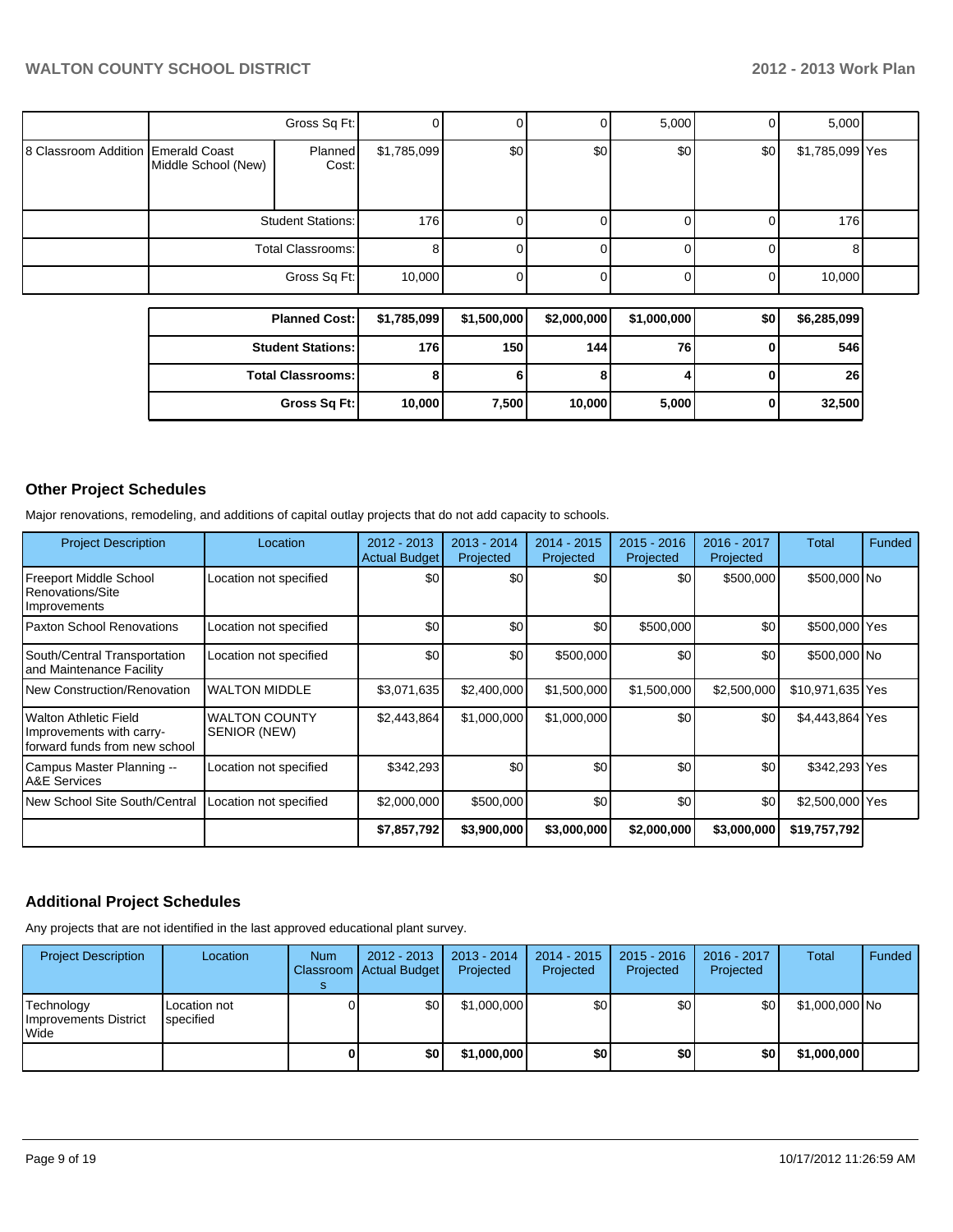| | | | | | | | | |
|---|---|---|---|---|---|---|---|---|
| | | Gross Sq Ft: | 0 | 0 | 0 | 5,000 | 0 | 5,000 |
| 8 Classroom Addition | Emerald Coast Middle School (New) | Planned Cost: | $1,785,099 | $0 | $0 | $0 | $0 | $1,785,099 | Yes |
| | | Student Stations: | 176 | 0 | 0 | 0 | 0 | 176 |
| | | Total Classrooms: | 8 | 0 | 0 | 0 | 0 | 8 |
| | | Gross Sq Ft: | 10,000 | 0 | 0 | 0 | 0 | 10,000 |

| | | | | | | |
|---|---|---|---|---|---|---|
| **Planned Cost:** | **$1,785,099** | **$1,500,000** | **$2,000,000** | **$1,000,000** | **$0** | **$6,285,099** |
| **Student Stations:** | **176** | **150** | **144** | **76** | **0** | **546** |
| **Total Classrooms:** | **8** | **6** | **8** | **4** | **0** | **26** |
| **Gross Sq Ft:** | **10,000** | **7,500** | **10,000** | **5,000** | **0** | **32,500** |

## Other Project Schedules

Major renovations, remodeling, and additions of capital outlay projects that do not add capacity to schools.

| Project Description | Location | 2012 - 2013 Actual Budget | 2013 - 2014 Projected | 2014 - 2015 Projected | 2015 - 2016 Projected | 2016 - 2017 Projected | Total | Funded |
|---|---|---|---|---|---|---|---|---|
| Freeport Middle School Renovations/Site Improvements | Location not specified | $0 | $0 | $0 | $0 | $500,000 | $500,000 | No |
| Paxton School Renovations | Location not specified | $0 | $0 | $0 | $500,000 | $0 | $500,000 | Yes |
| South/Central Transportation and Maintenance Facility | Location not specified | $0 | $0 | $500,000 | $0 | $0 | $500,000 | No |
| New Construction/Renovation | WALTON MIDDLE | $3,071,635 | $2,400,000 | $1,500,000 | $1,500,000 | $2,500,000 | $10,971,635 | Yes |
| Walton Athletic Field Improvements with carry-forward funds from new school | WALTON COUNTY SENIOR (NEW) | $2,443,864 | $1,000,000 | $1,000,000 | $0 | $0 | $4,443,864 | Yes |
| Campus Master Planning -- A&E Services | Location not specified | $342,293 | $0 | $0 | $0 | $0 | $342,293 | Yes |
| New School Site South/Central | Location not specified | $2,000,000 | $500,000 | $0 | $0 | $0 | $2,500,000 | Yes |
| | | **$7,857,792** | **$3,900,000** | **$3,000,000** | **$2,000,000** | **$3,000,000** | **$19,757,792** | |

## Additional Project Schedules

Any projects that are not identified in the last approved educational plant survey.

| Project Description | Location | Num Classrooms | 2012 - 2013 Actual Budget | 2013 - 2014 Projected | 2014 - 2015 Projected | 2015 - 2016 Projected | 2016 - 2017 Projected | Total | Funded |
|---|---|---|---|---|---|---|---|---|---|
| Technology Improvements District Wide | Location not specified | 0 | $0 | $1,000,000 | $0 | $0 | $0 | $1,000,000 | No |
| | | **0** | **$0** | **$1,000,000** | **$0** | **$0** | **$0** | **$1,000,000** | |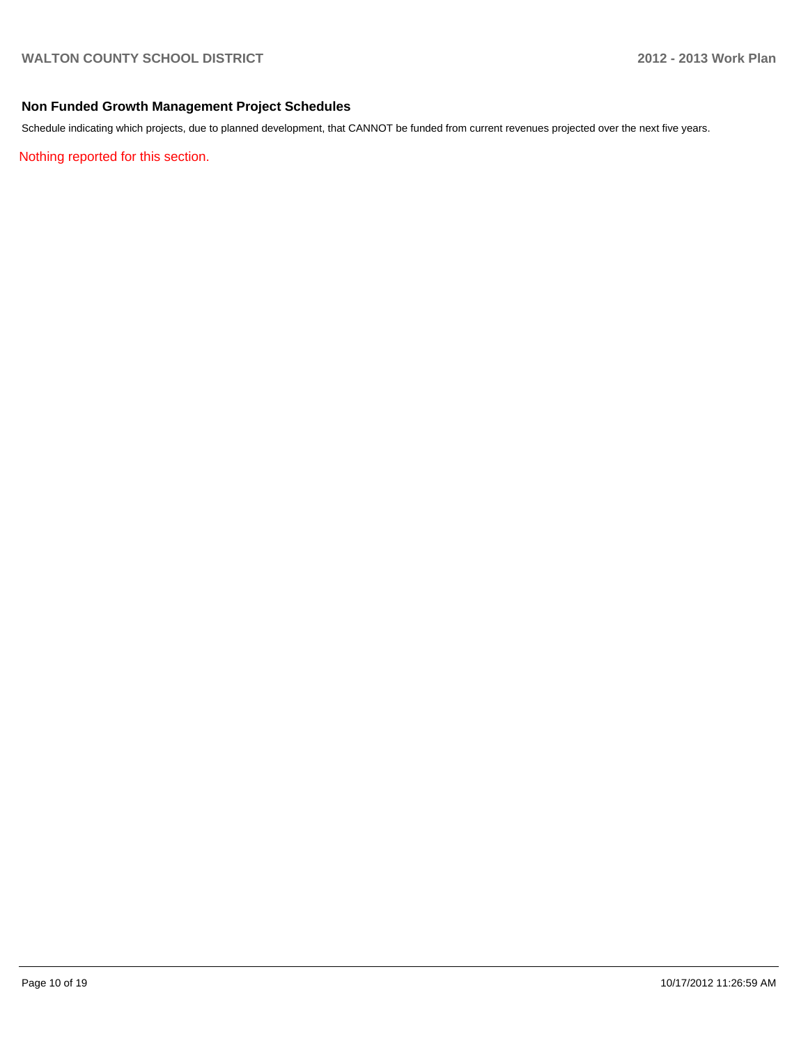## Non Funded Growth Management Project Schedules

Schedule indicating which projects, due to planned development, that CANNOT be funded from current revenues projected over the next five years.

Nothing reported for this section.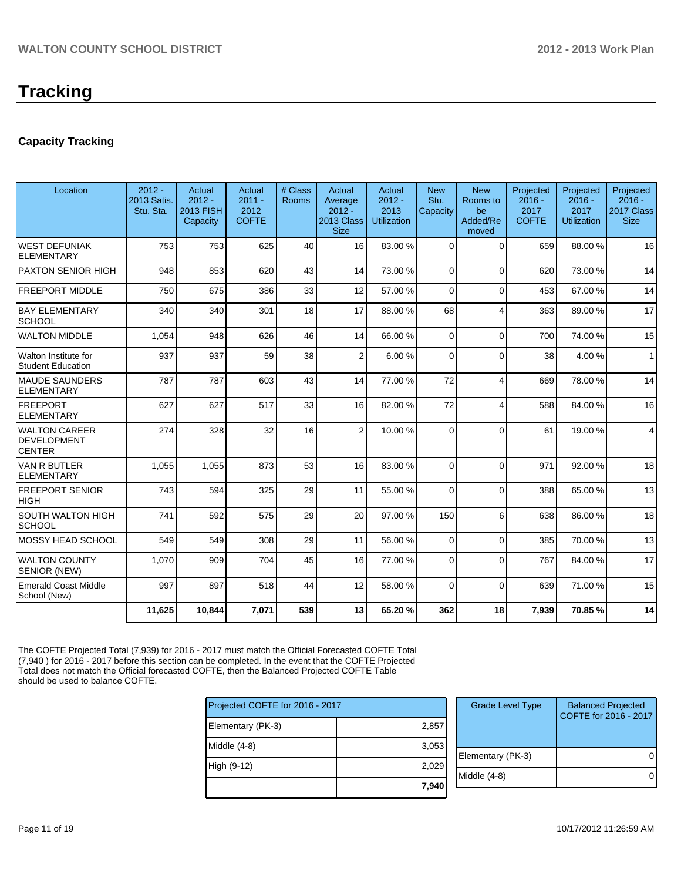# Tracking

## Capacity Tracking

| Location | 2012 - 2013 Satis. Stu. Sta. | Actual 2012 - 2013 FISH Capacity | Actual 2011 - 2012 COFTE | # Class Rooms | Actual Average 2012 - 2013 Class Size | Actual 2012 - 2013 Utilization | New Stu. Capacity | New Rooms to be Added/Removed | Projected 2016 - 2017 COFTE | Projected 2016 - 2017 Utilization | Projected 2016 - 2017 Class Size |
|---|---|---|---|---|---|---|---|---|---|---|---|
| WEST DEFUNIAK ELEMENTARY | 753 | 753 | 625 | 40 | 16 | 83.00 % | 0 | 0 | 659 | 88.00 % | 16 |
| PAXTON SENIOR HIGH | 948 | 853 | 620 | 43 | 14 | 73.00 % | 0 | 0 | 620 | 73.00 % | 14 |
| FREEPORT MIDDLE | 750 | 675 | 386 | 33 | 12 | 57.00 % | 0 | 0 | 453 | 67.00 % | 14 |
| BAY ELEMENTARY SCHOOL | 340 | 340 | 301 | 18 | 17 | 88.00 % | 68 | 4 | 363 | 89.00 % | 17 |
| WALTON MIDDLE | 1,054 | 948 | 626 | 46 | 14 | 66.00 % | 0 | 0 | 700 | 74.00 % | 15 |
| Walton Institute for Student Education | 937 | 937 | 59 | 38 | 2 | 6.00 % | 0 | 0 | 38 | 4.00 % | 1 |
| MAUDE SAUNDERS ELEMENTARY | 787 | 787 | 603 | 43 | 14 | 77.00 % | 72 | 4 | 669 | 78.00 % | 14 |
| FREEPORT ELEMENTARY | 627 | 627 | 517 | 33 | 16 | 82.00 % | 72 | 4 | 588 | 84.00 % | 16 |
| WALTON CAREER DEVELOPMENT CENTER | 274 | 328 | 32 | 16 | 2 | 10.00 % | 0 | 0 | 61 | 19.00 % | 4 |
| VAN R BUTLER ELEMENTARY | 1,055 | 1,055 | 873 | 53 | 16 | 83.00 % | 0 | 0 | 971 | 92.00 % | 18 |
| FREEPORT SENIOR HIGH | 743 | 594 | 325 | 29 | 11 | 55.00 % | 0 | 0 | 388 | 65.00 % | 13 |
| SOUTH WALTON HIGH SCHOOL | 741 | 592 | 575 | 29 | 20 | 97.00 % | 150 | 6 | 638 | 86.00 % | 18 |
| MOSSY HEAD SCHOOL | 549 | 549 | 308 | 29 | 11 | 56.00 % | 0 | 0 | 385 | 70.00 % | 13 |
| WALTON COUNTY SENIOR (NEW) | 1,070 | 909 | 704 | 45 | 16 | 77.00 % | 0 | 0 | 767 | 84.00 % | 17 |
| Emerald Coast Middle School (New) | 997 | 897 | 518 | 44 | 12 | 58.00 % | 0 | 0 | 639 | 71.00 % | 15 |
| | **11,625** | **10,844** | **7,071** | **539** | **13** | **65.20 %** | **362** | **18** | **7,939** | **70.85 %** | **14** |

The COFTE Projected Total (7,939) for 2016 - 2017 must match the Official Forecasted COFTE Total (7,940 ) for 2016 - 2017 before this section can be completed. In the event that the COFTE Projected Total does not match the Official forecasted COFTE, then the Balanced Projected COFTE Table should be used to balance COFTE.

| Projected COFTE for 2016 - 2017 | |
|---|---|
| Elementary (PK-3) | 2,857 |
| Middle (4-8) | 3,053 |
| High (9-12) | 2,029 |
| | **7,940** |

| Grade Level Type | Balanced Projected COFTE for 2016 - 2017 |
|---|---|
| Elementary (PK-3) | 0 |
| Middle (4-8) | 0 |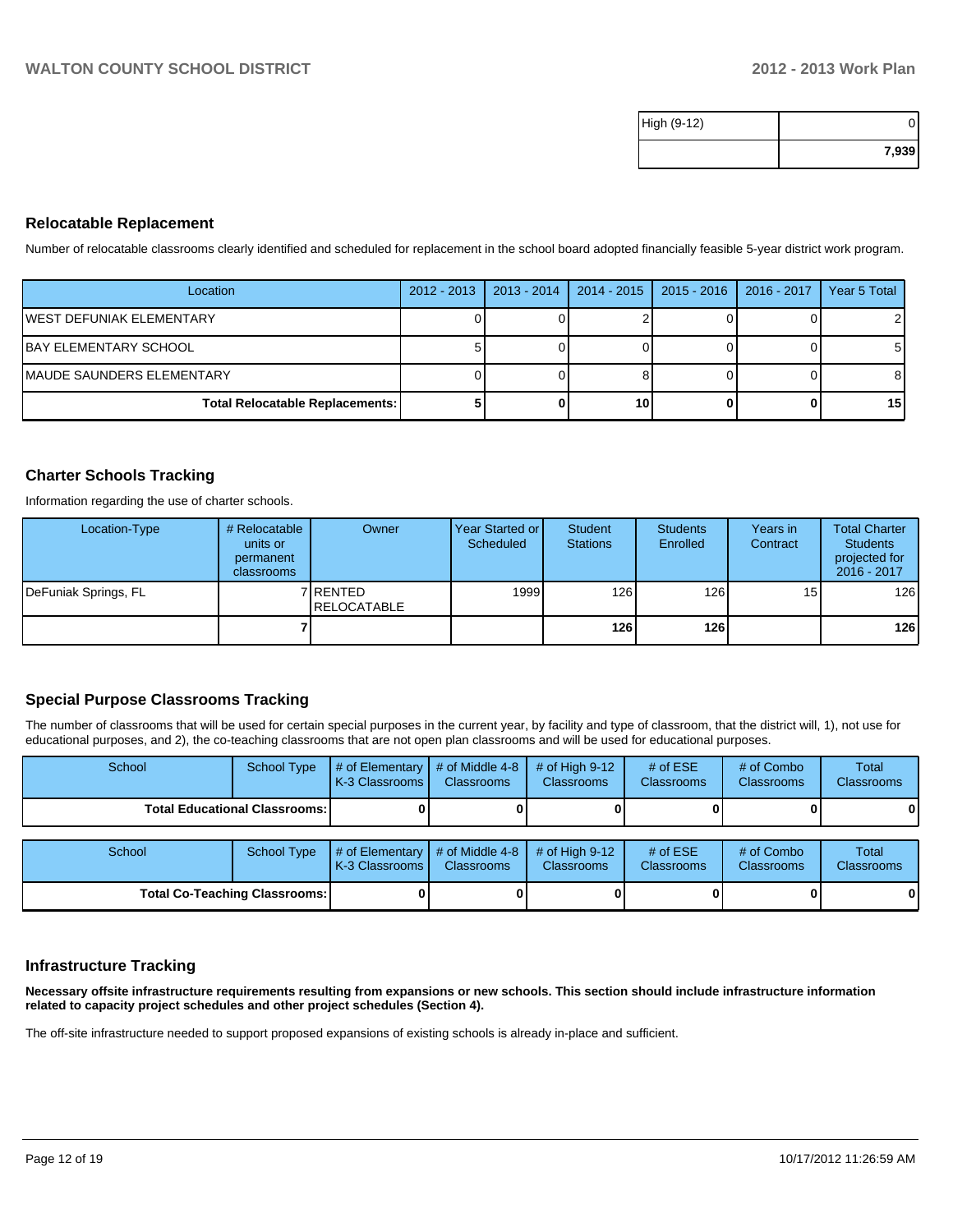| | |
|---|---|
| High (9-12) | 0 |
| | **7,939** |

## Relocatable Replacement

Number of relocatable classrooms clearly identified and scheduled for replacement in the school board adopted financially feasible 5-year district work program.

| Location | 2012 - 2013 | 2013 - 2014 | 2014 - 2015 | 2015 - 2016 | 2016 - 2017 | Year 5 Total |
|---|---|---|---|---|---|---|
| WEST DEFUNIAK ELEMENTARY | 0 | 0 | 2 | 0 | 0 | 2 |
| BAY ELEMENTARY SCHOOL | 5 | 0 | 0 | 0 | 0 | 5 |
| MAUDE SAUNDERS ELEMENTARY | 0 | 0 | 8 | 0 | 0 | 8 |
| **Total Relocatable Replacements:** | **5** | **0** | **10** | **0** | **0** | **15** |

## Charter Schools Tracking

Information regarding the use of charter schools.

| Location-Type | # Relocatable units or permanent classrooms | Owner | Year Started or Scheduled | Student Stations | Students Enrolled | Years in Contract | Total Charter Students projected for 2016 - 2017 |
|---|---|---|---|---|---|---|---|
| DeFuniak Springs, FL | 7 | RENTED RELOCATABLE | 1999 | 126 | 126 | 15 | 126 |
| | **7** | | | **126** | **126** | | **126** |

## Special Purpose Classrooms Tracking

The number of classrooms that will be used for certain special purposes in the current year, by facility and type of classroom, that the district will, 1), not use for educational purposes, and 2), the co-teaching classrooms that are not open plan classrooms and will be used for educational purposes.

| School | School Type | # of Elementary K-3 Classrooms | # of Middle 4-8 Classrooms | # of High 9-12 Classrooms | # of ESE Classrooms | # of Combo Classrooms | Total Classrooms |
|---|---|---|---|---|---|---|---|
| **Total Educational Classrooms:** | | **0** | **0** | **0** | **0** | **0** | **0** |

| School | School Type | # of Elementary K-3 Classrooms | # of Middle 4-8 Classrooms | # of High 9-12 Classrooms | # of ESE Classrooms | # of Combo Classrooms | Total Classrooms |
|---|---|---|---|---|---|---|---|
| **Total Co-Teaching Classrooms:** | | **0** | **0** | **0** | **0** | **0** | **0** |

## Infrastructure Tracking

**Necessary offsite infrastructure requirements resulting from expansions or new schools. This section should include infrastructure information related to capacity project schedules and other project schedules (Section 4).**

The off-site infrastructure needed to support proposed expansions of existing schools is already in-place and sufficient.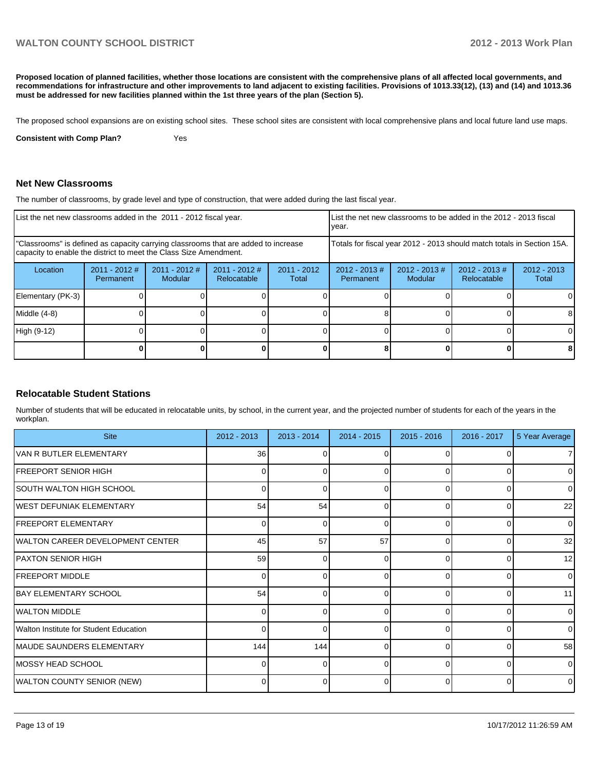**Proposed location of planned facilities, whether those locations are consistent with the comprehensive plans of all affected local governments, and recommendations for infrastructure and other improvements to land adjacent to existing facilities. Provisions of 1013.33(12), (13) and (14) and 1013.36 must be addressed for new facilities planned within the 1st three years of the plan (Section 5).**

The proposed school expansions are on existing school sites. These school sites are consistent with local comprehensive plans and local future land use maps.

**Consistent with Comp Plan?** Yes

## Net New Classrooms

The number of classrooms, by grade level and type of construction, that were added during the last fiscal year.

| List the net new classrooms added in the 2011 - 2012 fiscal year. | | | | | List the net new classrooms to be added in the 2012 - 2013 fiscal year. | | | |
|---|---|---|---|---|---|---|---|---|
| "Classrooms" is defined as capacity carrying classrooms that are added to increase capacity to enable the district to meet the Class Size Amendment. | | | | | Totals for fiscal year 2012 - 2013 should match totals in Section 15A. | | | |
| Location | 2011 - 2012 # Permanent | 2011 - 2012 # Modular | 2011 - 2012 # Relocatable | 2011 - 2012 Total | 2012 - 2013 # Permanent | 2012 - 2013 # Modular | 2012 - 2013 # Relocatable | 2012 - 2013 Total |
| Elementary (PK-3) | 0 | 0 | 0 | 0 | 0 | 0 | 0 | 0 |
| Middle (4-8) | 0 | 0 | 0 | 0 | 8 | 0 | 0 | 8 |
| High (9-12) | 0 | 0 | 0 | 0 | 0 | 0 | 0 | 0 |
| | **0** | **0** | **0** | **0** | **8** | **0** | **0** | **8** |

## Relocatable Student Stations

Number of students that will be educated in relocatable units, by school, in the current year, and the projected number of students for each of the years in the workplan.

| Site | 2012 - 2013 | 2013 - 2014 | 2014 - 2015 | 2015 - 2016 | 2016 - 2017 | 5 Year Average |
|---|---|---|---|---|---|---|
| VAN R BUTLER ELEMENTARY | 36 | 0 | 0 | 0 | 0 | 7 |
| FREEPORT SENIOR HIGH | 0 | 0 | 0 | 0 | 0 | 0 |
| SOUTH WALTON HIGH SCHOOL | 0 | 0 | 0 | 0 | 0 | 0 |
| WEST DEFUNIAK ELEMENTARY | 54 | 54 | 0 | 0 | 0 | 22 |
| FREEPORT ELEMENTARY | 0 | 0 | 0 | 0 | 0 | 0 |
| WALTON CAREER DEVELOPMENT CENTER | 45 | 57 | 57 | 0 | 0 | 32 |
| PAXTON SENIOR HIGH | 59 | 0 | 0 | 0 | 0 | 12 |
| FREEPORT MIDDLE | 0 | 0 | 0 | 0 | 0 | 0 |
| BAY ELEMENTARY SCHOOL | 54 | 0 | 0 | 0 | 0 | 11 |
| WALTON MIDDLE | 0 | 0 | 0 | 0 | 0 | 0 |
| Walton Institute for Student Education | 0 | 0 | 0 | 0 | 0 | 0 |
| MAUDE SAUNDERS ELEMENTARY | 144 | 144 | 0 | 0 | 0 | 58 |
| MOSSY HEAD SCHOOL | 0 | 0 | 0 | 0 | 0 | 0 |
| WALTON COUNTY SENIOR (NEW) | 0 | 0 | 0 | 0 | 0 | 0 |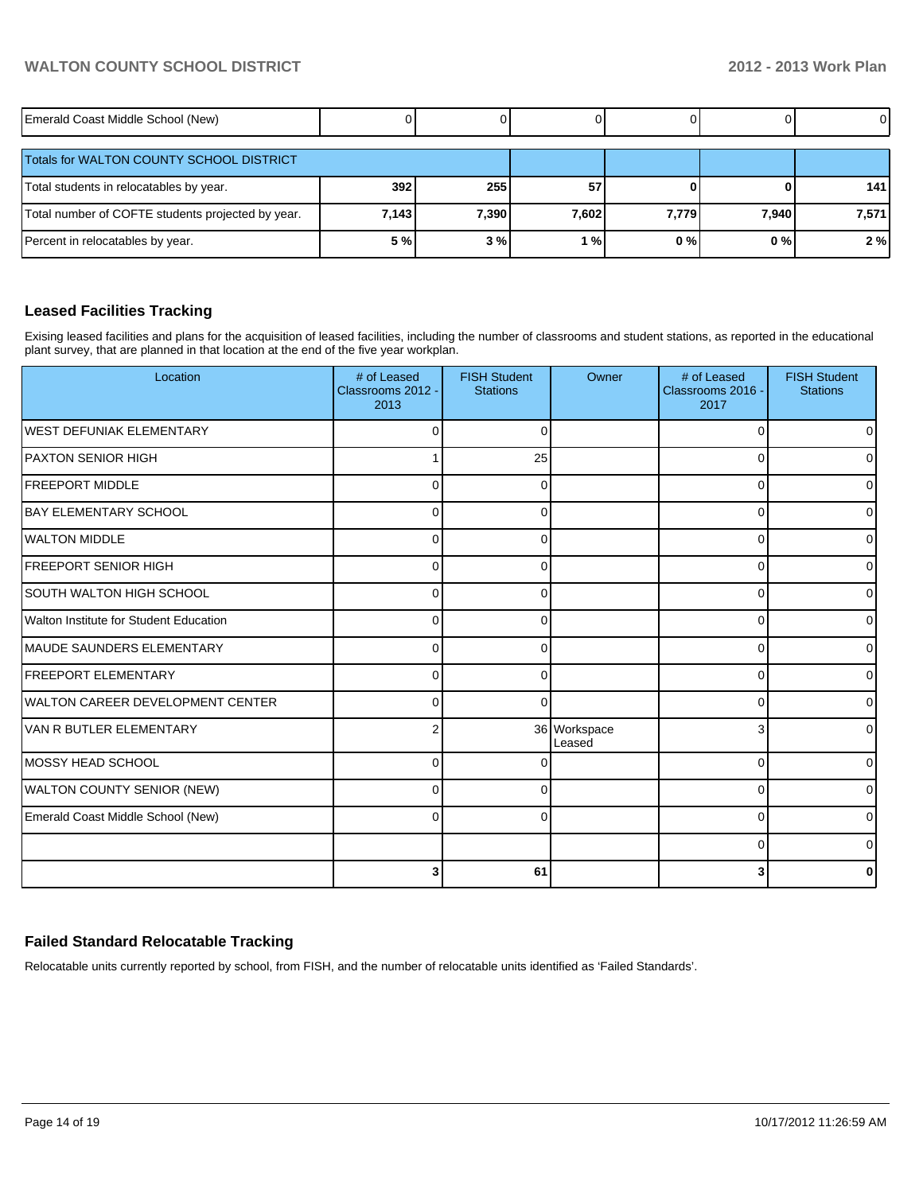| | | | | | | |
|---|---|---|---|---|---|---|
| Emerald Coast Middle School (New) | 0 | 0 | 0 | 0 | 0 | 0 |
| Totals for WALTON COUNTY SCHOOL DISTRICT | | | | | | |
| Total students in relocatables by year. | **392** | **255** | **57** | **0** | **0** | **141** |
| Total number of COFTE students projected by year. | **7,143** | **7,390** | **7,602** | **7,779** | **7,940** | **7,571** |
| Percent in relocatables by year. | **5 %** | **3 %** | **1 %** | **0 %** | **0 %** | **2 %** |

## Leased Facilities Tracking

Exising leased facilities and plans for the acquisition of leased facilities, including the number of classrooms and student stations, as reported in the educational plant survey, that are planned in that location at the end of the five year workplan.

| Location | # of Leased Classrooms 2012 - 2013 | FISH Student Stations | Owner | # of Leased Classrooms 2016 - 2017 | FISH Student Stations |
|---|---|---|---|---|---|
| WEST DEFUNIAK ELEMENTARY | 0 | 0 | | 0 | 0 |
| PAXTON SENIOR HIGH | 1 | 25 | | 0 | 0 |
| FREEPORT MIDDLE | 0 | 0 | | 0 | 0 |
| BAY ELEMENTARY SCHOOL | 0 | 0 | | 0 | 0 |
| WALTON MIDDLE | 0 | 0 | | 0 | 0 |
| FREEPORT SENIOR HIGH | 0 | 0 | | 0 | 0 |
| SOUTH WALTON HIGH SCHOOL | 0 | 0 | | 0 | 0 |
| Walton Institute for Student Education | 0 | 0 | | 0 | 0 |
| MAUDE SAUNDERS ELEMENTARY | 0 | 0 | | 0 | 0 |
| FREEPORT ELEMENTARY | 0 | 0 | | 0 | 0 |
| WALTON CAREER DEVELOPMENT CENTER | 0 | 0 | | 0 | 0 |
| VAN R BUTLER ELEMENTARY | 2 | 36 | Workspace Leased | 3 | 0 |
| MOSSY HEAD SCHOOL | 0 | 0 | | 0 | 0 |
| WALTON COUNTY SENIOR (NEW) | 0 | 0 | | 0 | 0 |
| Emerald Coast Middle School (New) | 0 | 0 | | 0 | 0 |
| | | | | 0 | 0 |
| | **3** | **61** | | **3** | **0** |

## Failed Standard Relocatable Tracking

Relocatable units currently reported by school, from FISH, and the number of relocatable units identified as 'Failed Standards'.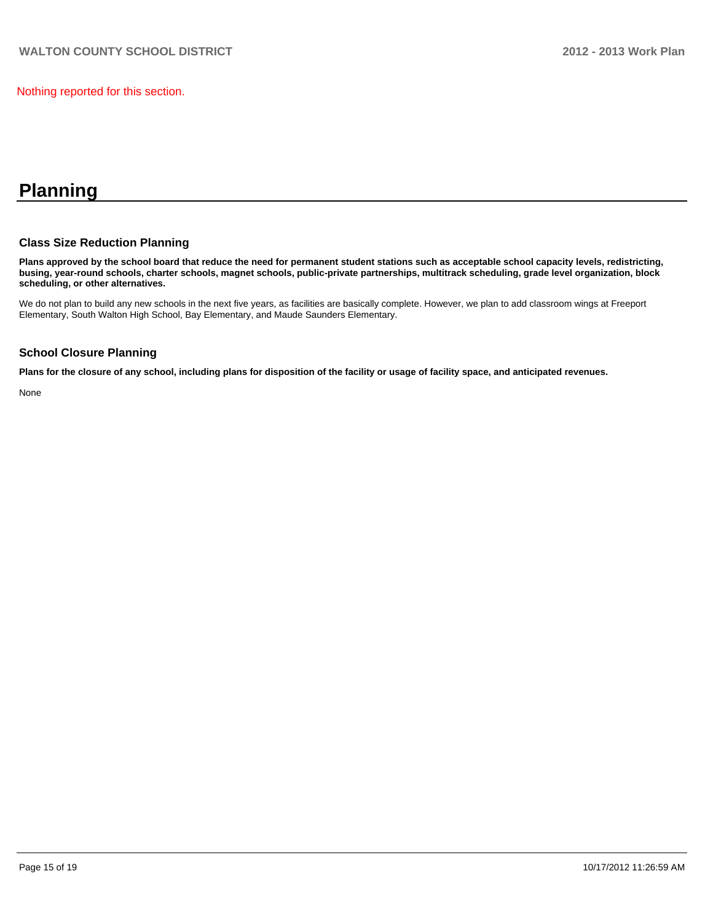Nothing reported for this section.

# Planning

## Class Size Reduction Planning

**Plans approved by the school board that reduce the need for permanent student stations such as acceptable school capacity levels, redistricting, busing, year-round schools, charter schools, magnet schools, public-private partnerships, multitrack scheduling, grade level organization, block scheduling, or other alternatives.**

We do not plan to build any new schools in the next five years, as facilities are basically complete. However, we plan to add classroom wings at Freeport Elementary, South Walton High School, Bay Elementary, and Maude Saunders Elementary.

## School Closure Planning

**Plans for the closure of any school, including plans for disposition of the facility or usage of facility space, and anticipated revenues.**

None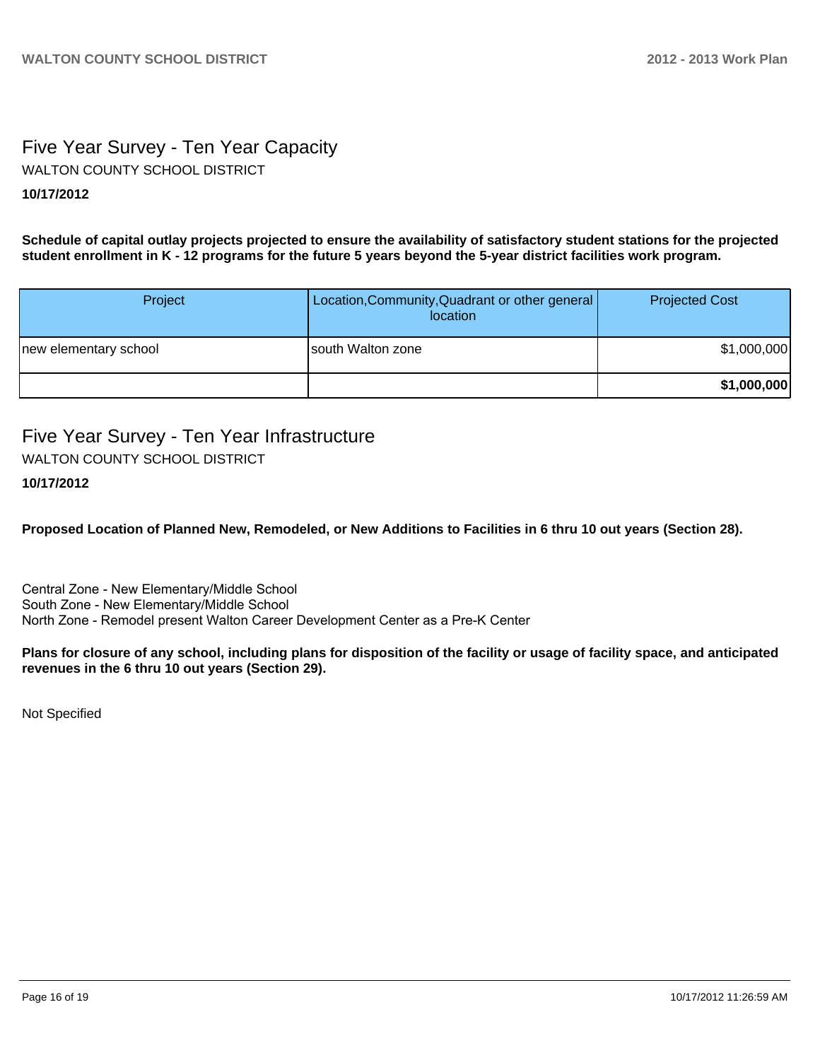# Five Year Survey - Ten Year Capacity

WALTON COUNTY SCHOOL DISTRICT

**10/17/2012**

**Schedule of capital outlay projects projected to ensure the availability of satisfactory student stations for the projected student enrollment in K - 12 programs for the future 5 years beyond the 5-year district facilities work program.**

| Project | Location,Community,Quadrant or other general location | Projected Cost |
|---|---|---|
| new elementary school | south Walton zone | $1,000,000 |
| | | **$1,000,000** |

# Five Year Survey - Ten Year Infrastructure

WALTON COUNTY SCHOOL DISTRICT

**10/17/2012**

**Proposed Location of Planned New, Remodeled, or New Additions to Facilities in 6 thru 10 out years (Section 28).**

Central Zone - New Elementary/Middle School
South Zone - New Elementary/Middle School
North Zone - Remodel present Walton Career Development Center as a Pre-K Center

**Plans for closure of any school, including plans for disposition of the facility or usage of facility space, and anticipated revenues in the 6 thru 10 out years (Section 29).**

Not Specified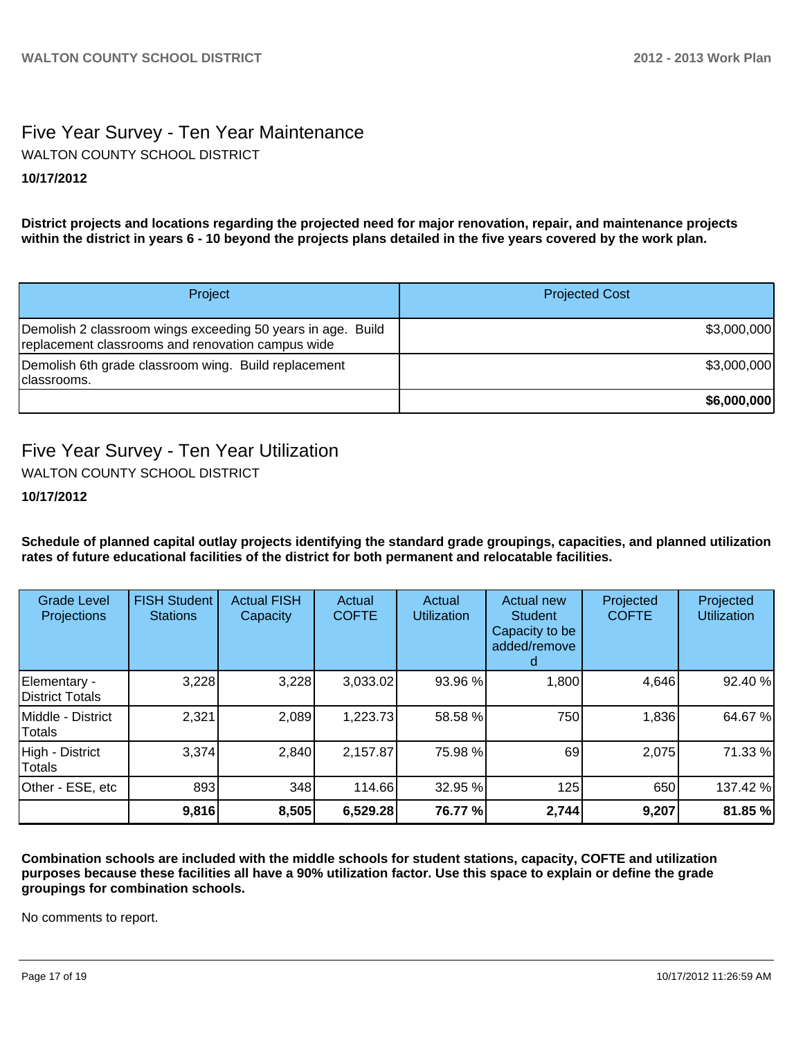# Five Year Survey - Ten Year Maintenance

WALTON COUNTY SCHOOL DISTRICT

**10/17/2012**

**District projects and locations regarding the projected need for major renovation, repair, and maintenance projects within the district in years 6 - 10 beyond the projects plans detailed in the five years covered by the work plan.**

| Project | Projected Cost |
|---|---|
| Demolish 2 classroom wings exceeding 50 years in age. Build replacement classrooms and renovation campus wide | $3,000,000 |
| Demolish 6th grade classroom wing. Build replacement classrooms. | $3,000,000 |
| | **$6,000,000** |

# Five Year Survey - Ten Year Utilization

WALTON COUNTY SCHOOL DISTRICT

**10/17/2012**

**Schedule of planned capital outlay projects identifying the standard grade groupings, capacities, and planned utilization rates of future educational facilities of the district for both permanent and relocatable facilities.**

| Grade Level Projections | FISH Student Stations | Actual FISH Capacity | Actual COFTE | Actual Utilization | Actual new Student Capacity to be added/removed | Projected COFTE | Projected Utilization |
|---|---|---|---|---|---|---|---|
| Elementary - District Totals | 3,228 | 3,228 | 3,033.02 | 93.96 % | 1,800 | 4,646 | 92.40 % |
| Middle - District Totals | 2,321 | 2,089 | 1,223.73 | 58.58 % | 750 | 1,836 | 64.67 % |
| High - District Totals | 3,374 | 2,840 | 2,157.87 | 75.98 % | 69 | 2,075 | 71.33 % |
| Other - ESE, etc | 893 | 348 | 114.66 | 32.95 % | 125 | 650 | 137.42 % |
| | **9,816** | **8,505** | **6,529.28** | **76.77 %** | **2,744** | **9,207** | **81.85 %** |

**Combination schools are included with the middle schools for student stations, capacity, COFTE and utilization purposes because these facilities all have a 90% utilization factor. Use this space to explain or define the grade groupings for combination schools.**

No comments to report.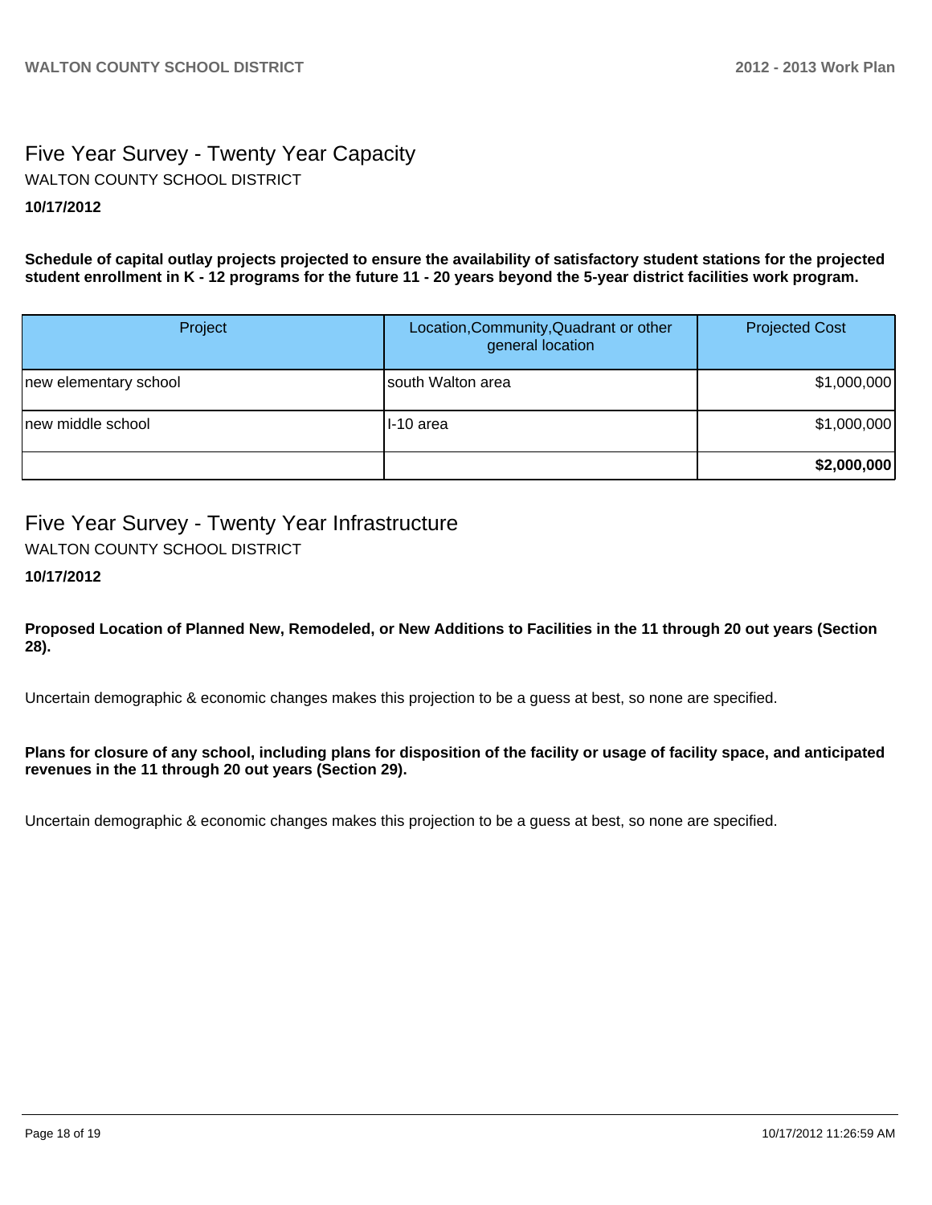## Five Year Survey - Twenty Year Capacity

WALTON COUNTY SCHOOL DISTRICT

**10/17/2012**

**Schedule of capital outlay projects projected to ensure the availability of satisfactory student stations for the projected student enrollment in K - 12 programs for the future 11 - 20 years beyond the 5-year district facilities work program.**

| Project | Location,Community,Quadrant or other general location | Projected Cost |
| --- | --- | --- |
| new elementary school | south Walton area | $1,000,000 |
| new middle school | I-10 area | $1,000,000 |
| | | **$2,000,000** |

## Five Year Survey - Twenty Year Infrastructure

WALTON COUNTY SCHOOL DISTRICT

**10/17/2012**

**Proposed Location of Planned New, Remodeled, or New Additions to Facilities in the 11 through 20 out years (Section 28).**

Uncertain demographic & economic changes makes this projection to be a guess at best, so none are specified.

**Plans for closure of any school, including plans for disposition of the facility or usage of facility space, and anticipated revenues in the 11 through 20 out years (Section 29).**

Uncertain demographic & economic changes makes this projection to be a guess at best, so none are specified.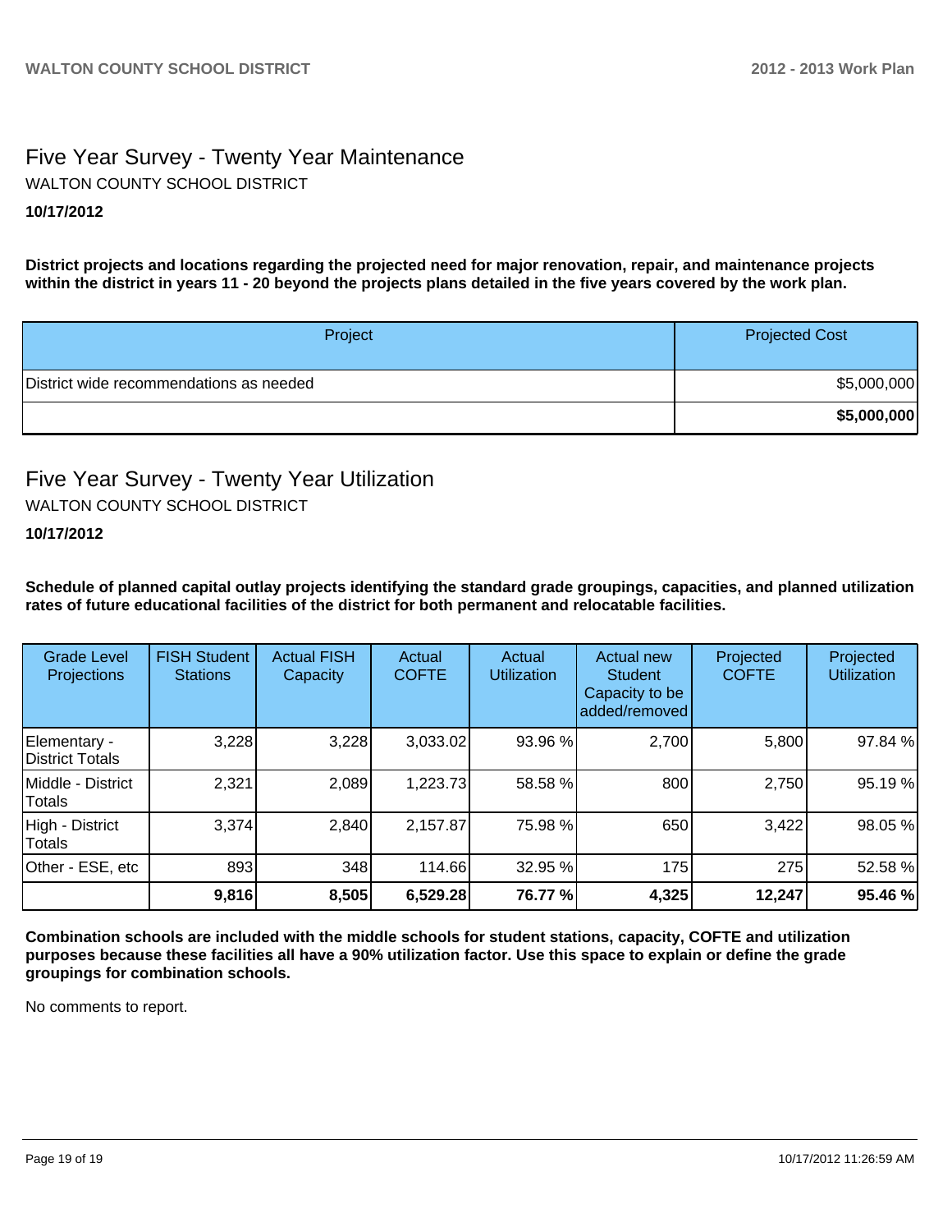# Five Year Survey - Twenty Year Maintenance

WALTON COUNTY SCHOOL DISTRICT

**10/17/2012**

**District projects and locations regarding the projected need for major renovation, repair, and maintenance projects within the district in years 11 - 20 beyond the projects plans detailed in the five years covered by the work plan.**

| Project | Projected Cost |
|---|---|
| District wide recommendations as needed | $5,000,000 |
| | **$5,000,000** |

# Five Year Survey - Twenty Year Utilization

WALTON COUNTY SCHOOL DISTRICT

**10/17/2012**

**Schedule of planned capital outlay projects identifying the standard grade groupings, capacities, and planned utilization rates of future educational facilities of the district for both permanent and relocatable facilities.**

| Grade Level Projections | FISH Student Stations | Actual FISH Capacity | Actual COFTE | Actual Utilization | Actual new Student Capacity to be added/removed | Projected COFTE | Projected Utilization |
|---|---|---|---|---|---|---|---|
| Elementary - District Totals | 3,228 | 3,228 | 3,033.02 | 93.96 % | 2,700 | 5,800 | 97.84 % |
| Middle - District Totals | 2,321 | 2,089 | 1,223.73 | 58.58 % | 800 | 2,750 | 95.19 % |
| High - District Totals | 3,374 | 2,840 | 2,157.87 | 75.98 % | 650 | 3,422 | 98.05 % |
| Other - ESE, etc | 893 | 348 | 114.66 | 32.95 % | 175 | 275 | 52.58 % |
| | **9,816** | **8,505** | **6,529.28** | **76.77 %** | **4,325** | **12,247** | **95.46 %** |

**Combination schools are included with the middle schools for student stations, capacity, COFTE and utilization purposes because these facilities all have a 90% utilization factor. Use this space to explain or define the grade groupings for combination schools.**

No comments to report.